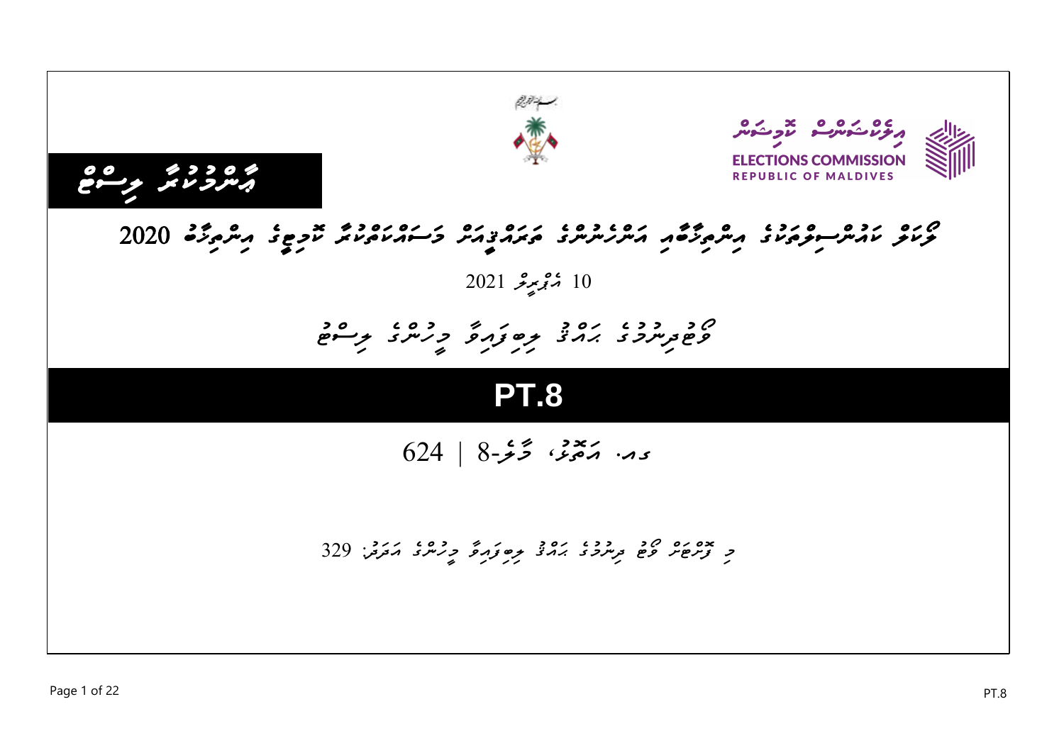ބިސްމިއްލާހިއްރަޙްމާނިއްރަޙީމް

އިލެކްޝަންސް ކޮމިޝަން

ELECTIONS COMMISSION
REPUBLIC OF MALDIVES

އާންމުކުރާ ލިސްޓު

# ލޯކަލް ކައުންސިލްތަކުގެ އިންތިޚާބާއި އަންހެނުންގެ ތަރައްޤީއަށް މަސައްކަތްކުރާ ކޮމިޓީގެ އިންތިޚާބު 2020

10 އެޕްރީލް 2021

## ވޯޓުދިނުމުގެ ޙައްޤު ލިބިފައިވާ މީހުންގެ ލިސްޓު

# PT.8

ގއ. އަތޮޅު، މާމެންދޫ-8 | 624

މި ފޮށިން ވޯޓު ދިނުމުގެ ޙައްޤު ލިބިފައިވާ މީހުންގެ އަދަދު: 329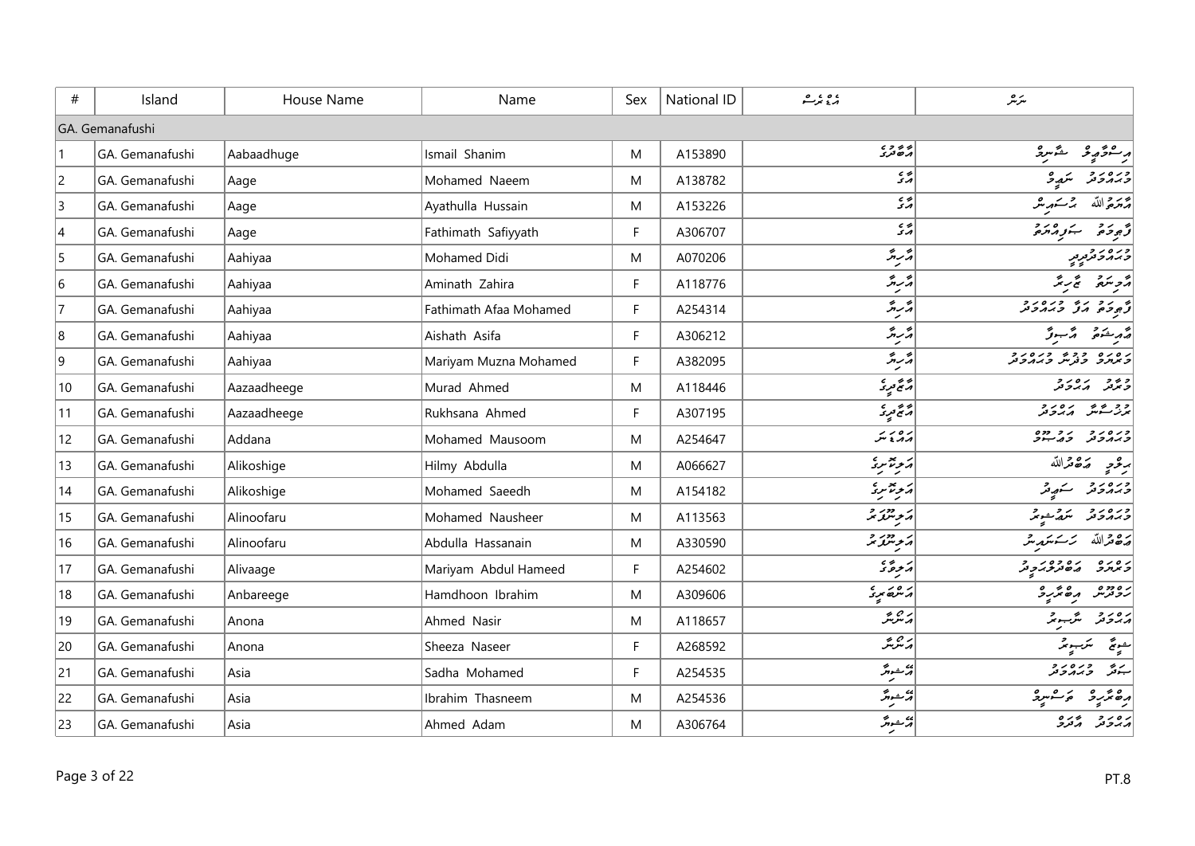| # | Island | House Name | Name | Sex | National ID | ގެއްގެ ނަން | ނަން |
|---|---|---|---|---|---|---|---|
| GA. Gemanafushi | | | | | | | |
| 1 | GA. Gemanafushi | Aabaadhuge | Ismail Shanim | M | A153890 | އާބާދުގެ | އިސްމާޢީލް ޝާނިމް |
| 2 | GA. Gemanafushi | Aage | Mohamed Naeem | M | A138782 | އާގެ | މުޙައްމަދު ނަޢީމް |
| 3 | GA. Gemanafushi | Aage | Ayathulla Hussain | M | A153226 | އާގެ | އާޔަތުﷲ ޙުސައިން |
| 4 | GA. Gemanafushi | Aage | Fathimath Safiyyath | F | A306707 | އާގެ | ފާތިމަތު ޞަފިއްޔަތު |
| 5 | GA. Gemanafushi | Aahiyaa | Mohamed Didi | M | A070206 | އާހިޔާ | މުޙައްމަދުދީދީ |
| 6 | GA. Gemanafushi | Aahiyaa | Aminath Zahira | F | A118776 | އާހިޔާ | އާމިނަތު ޒާހިރާ |
| 7 | GA. Gemanafushi | Aahiyaa | Fathimath Afaa Mohamed | F | A254314 | އާހިޔާ | ފާތިމަތު އަފާ މުޙައްމަދު |
| 8 | GA. Gemanafushi | Aahiyaa | Aishath Asifa | F | A306212 | އާހިޔާ | އާއިޝަތު އާސިފާ |
| 9 | GA. Gemanafushi | Aahiyaa | Mariyam Muzna Mohamed | F | A382095 | އާހިޔާ | މަރިޔަމް މުޒްނާ މުޙައްމަދު |
| 10 | GA. Gemanafushi | Aazaadheege | Murad Ahmed | M | A118446 | އާޒާދީގެ | މުރާދު އަޙްމަދު |
| 11 | GA. Gemanafushi | Aazaadheege | Rukhsana Ahmed | F | A307195 | އާޒާދީގެ | ރުޚްސާނާ އަޙްމަދު |
| 12 | GA. Gemanafushi | Addana | Mohamed Mausoom | M | A254647 | އައްދަނަ | މުޙައްމަދު މައުޞޫމް |
| 13 | GA. Gemanafushi | Alikoshige | Hilmy Abdulla | M | A066627 | އަލިކޮށިގެ | ހިލްމީ އަބްދުﷲ |
| 14 | GA. Gemanafushi | Alikoshige | Mohamed Saeedh | M | A154182 | އަލިކޮށިގެ | މުޙައްމަދު ސަޢީދު |
| 15 | GA. Gemanafushi | Alinoofaru | Mohamed Nausheer | M | A113563 | އަލިނޫފަރު | މުޙައްމަދު ނައުޝީރު |
| 16 | GA. Gemanafushi | Alinoofaru | Abdulla Hassanain | M | A330590 | އަލިނޫފަރު | އަބްދުﷲ ހަސަނައިން |
| 17 | GA. Gemanafushi | Alivaage | Mariyam Abdul Hameed | F | A254602 | އަލިވާގެ | މަރިޔަމް އަބްދުލްޙަމީދު |
| 18 | GA. Gemanafushi | Anbareege | Hamdhoon Ibrahim | M | A309606 | އަންބަރީގެ | ހަމްދޫން އިބްރާހީމް |
| 19 | GA. Gemanafushi | Anona | Ahmed Nasir | M | A118657 | އަނޮނާ | އަޙްމަދު ނާޞިރު |
| 20 | GA. Gemanafushi | Anona | Sheeza Naseer | F | A268592 | އަނޮނާ | ޝީޒާ ނަޞީރު |
| 21 | GA. Gemanafushi | Asia | Sadha Mohamed | F | A254535 | އޭޝިއާ | ސަދާ މުޙައްމަދު |
| 22 | GA. Gemanafushi | Asia | Ibrahim Thasneem | M | A254536 | އޭޝިއާ | އިބްރާހީމް ތަސްނީމް |
| 23 | GA. Gemanafushi | Asia | Ahmed Adam | M | A306764 | އޭޝިއާ | އަޙްމަދު އާދަމް |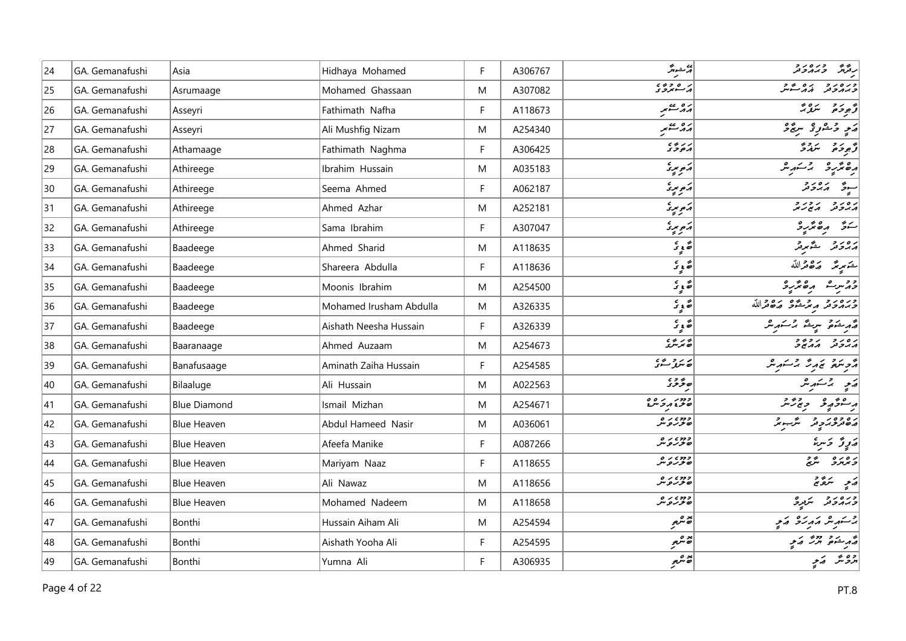| 24 | GA. Gemanafushi | Asia | Hidhaya Mohamed | F | A306767 | އާސިޔާ | ހިދާޔާ މުޙައްމަދު |
|---|---|---|---|---|---|---|---|
| 25 | GA. Gemanafushi | Asrumaage | Mohamed Ghassaan | M | A307082 | އަސްރުމާގެ | މުޙައްމަދު ޣައްސާން |
| 26 | GA. Gemanafushi | Asseyri | Fathimath Nafha | F | A118673 | އައްސޭރި | ފާތިމަތު ނަފްހާ |
| 27 | GA. Gemanafushi | Asseyri | Ali Mushfig Nizam | M | A254340 | އައްސޭރި | އަލި މުޝްފިގު ނިޒާމް |
| 28 | GA. Gemanafushi | Athamaage | Fathimath Naghma | F | A306425 | އަތަމާގެ | ފާތިމަތު ނަޣްމާ |
| 29 | GA. Gemanafushi | Athireege | Ibrahim Hussain | M | A035183 | އަތިރީގެ | އިބްރާހީމް ހުސައިން |
| 30 | GA. Gemanafushi | Athireege | Seema Ahmed | F | A062187 | އަތިރީގެ | ސީމާ އަޙްމަދު |
| 31 | GA. Gemanafushi | Athireege | Ahmed Azhar | M | A252181 | އަތިރީގެ | އަޙްމަދު އަޒްހަރު |
| 32 | GA. Gemanafushi | Athireege | Sama Ibrahim | F | A307047 | އަތިރީގެ | ސަމާ އިބްރާހީމް |
| 33 | GA. Gemanafushi | Baadeege | Ahmed Sharid | M | A118635 | ބާދީގެ | އަޙްމަދު ޝާރިދު |
| 34 | GA. Gemanafushi | Baadeege | Shareera Abdulla | F | A118636 | ބާދީގެ | ޝަރީރާ އަބްދުﷲ |
| 35 | GA. Gemanafushi | Baadeege | Moonis Ibrahim | M | A254500 | ބާދީގެ | މޫނިސް އިބްރާހީމް |
| 36 | GA. Gemanafushi | Baadeege | Mohamed Irusham Abdulla | M | A326335 | ބާދީގެ | މުޙައްމަދު އިރުޝާމް އަބްދުﷲ |
| 37 | GA. Gemanafushi | Baadeege | Aishath Neesha Hussain | F | A326339 | ބާދީގެ | ޢާއިޝަތު ނީޝާ ހުސައިން |
| 38 | GA. Gemanafushi | Baaranaage | Ahmed Auzaam | M | A254673 | ބާރަނާގެ | އަޙްމަދު އައުޒާމު |
| 39 | GA. Gemanafushi | Banafusaage | Aminath Zaiha Hussain | F | A254585 | ބަނަފުސާގެ | އާމިނަތު ޒައިހާ ހުސައިން |
| 40 | GA. Gemanafushi | Bilaaluge | Ali Hussain | M | A022563 | ބިލާލުގެ | އަލި ހުސައިން |
| 41 | GA. Gemanafushi | Blue Diamond | Ismail Mizhan | M | A254671 | ބްލޫޑައިމަންޑް | އިސްމާޢީލް މިޒްހާން |
| 42 | GA. Gemanafushi | Blue Heaven | Abdul Hameed Nasir | M | A036061 | ބްލޫހެވަން | އަބްދުލްޙަމީދު ނާޞިރު |
| 43 | GA. Gemanafushi | Blue Heaven | Afeefa Manike | F | A087266 | ބްލޫހެވަން | އަފީފާ މަނިކެ |
| 44 | GA. Gemanafushi | Blue Heaven | Mariyam Naaz | F | A118655 | ބްލޫހެވަން | މަރިޔަމް ނާޒް |
| 45 | GA. Gemanafushi | Blue Heaven | Ali Nawaz | M | A118656 | ބްލޫހެވަން | އަލި ނަވާޒު |
| 46 | GA. Gemanafushi | Blue Heaven | Mohamed Nadeem | M | A118658 | ބްލޫހެވަން | މުޙައްމަދު ނަދީމް |
| 47 | GA. Gemanafushi | Bonthi | Hussain Aiham Ali | M | A254594 | ބޮންތި | ހުސައިން އައިހަމް އަލި |
| 48 | GA. Gemanafushi | Bonthi | Aishath Yooha Ali | F | A254595 | ބޮންތި | ޢާއިޝަތު ޔޫހާ އަލި |
| 49 | GA. Gemanafushi | Bonthi | Yumna Ali | F | A306935 | ބޮންތި | ޔުމްނާ އަލި |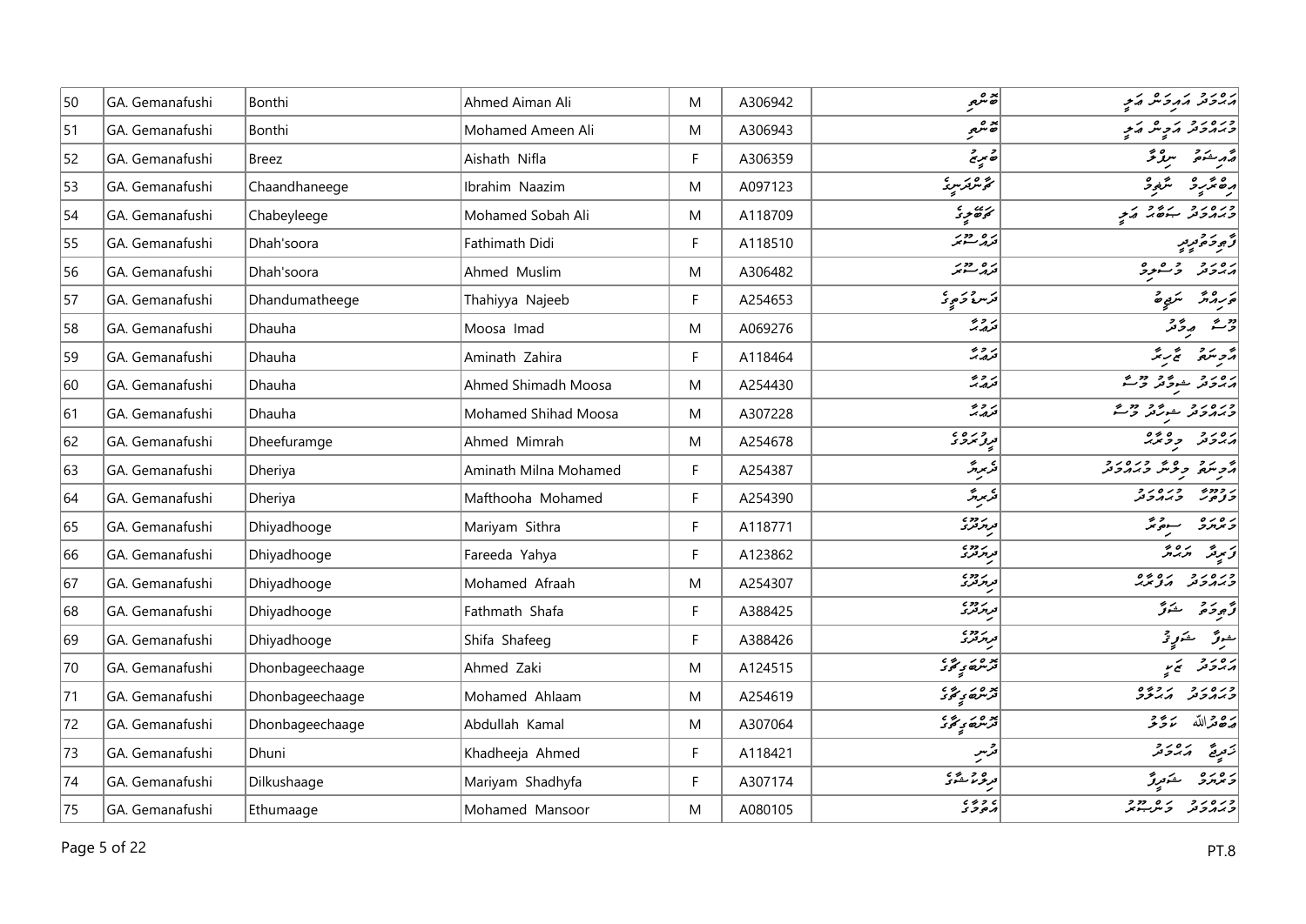| 50 | GA. Gemanafushi | Bonthi | Ahmed Aiman Ali | M | A306942 | ބޮންތި | އަޙްމަދު އައިމަން ޢަލި |
|---|---|---|---|---|---|---|---|
| 51 | GA. Gemanafushi | Bonthi | Mohamed Ameen Ali | M | A306943 | ބޮންތި | މުޙައްމަދު އަމީން ޢަލި |
| 52 | GA. Gemanafushi | Breez | Aishath Nifla | F | A306359 | ބްރީޒް | އާއިޝަތު ނިފްލާ |
| 53 | GA. Gemanafushi | Chaandhaneege | Ibrahim Naazim | M | A097123 | ޗާނދަނީގެ | އިބްރާހީމް ނާޒިމް |
| 54 | GA. Gemanafushi | Chabeyleege | Mohamed Sobah Ali | M | A118709 | ޗަބޭލީގެ | މުޙައްމަދު ސަބާޙް ޢަލި |
| 55 | GA. Gemanafushi | Dhah'soora | Fathimath Didi | F | A118510 | ދަހްސޫރަ | ފާތިމަތު ދީދީ |
| 56 | GA. Gemanafushi | Dhah'soora | Ahmed Muslim | M | A306482 | ދަހްސޫރަ | އަޙްމަދު މުސްލިމް |
| 57 | GA. Gemanafushi | Dhandumatheege | Thahiyya Najeeb | F | A254653 | ދަނޑުމަތީގެ | ތަހިއްޔާ ނަޖީބު |
| 58 | GA. Gemanafushi | Dhauha | Moosa Imad | M | A069276 | ދައުހާ | މޫސާ އިމާދު |
| 59 | GA. Gemanafushi | Dhauha | Aminath Zahira | F | A118464 | ދައުހާ | އާމިނަތު ޒާހިރާ |
| 60 | GA. Gemanafushi | Dhauha | Ahmed Shimadh Moosa | M | A254430 | ދައުހާ | އަޙްމަދު ޝިމާދު މޫސާ |
| 61 | GA. Gemanafushi | Dhauha | Mohamed Shihad Moosa | M | A307228 | ދައުހާ | މުޙައްމަދު ޝިހާދު މޫސާ |
| 62 | GA. Gemanafushi | Dheefuramge | Ahmed Mimrah | M | A254678 | ދީފުރަމްގެ | އަޙްމަދު މިމްރާހް |
| 63 | GA. Gemanafushi | Dheriya | Aminath Milna Mohamed | F | A254387 | ދެރިޔާ | އާމިނަތު މިލްނާ މުޙައްމަދު |
| 64 | GA. Gemanafushi | Dheriya | Mafthooha Mohamed | F | A254390 | ދެރިޔާ | މަފްތޫޙާ މުޙައްމަދު |
| 65 | GA. Gemanafushi | Dhiyadhooge | Mariyam Sithra | F | A118771 | ދިޔަދޫގެ | މަރިޔަމް ސިތްރާ |
| 66 | GA. Gemanafushi | Dhiyadhooge | Fareeda Yahya | F | A123862 | ދިޔަދޫގެ | ފަރީދާ ޔަޙްޔާ |
| 67 | GA. Gemanafushi | Dhiyadhooge | Mohamed Afraah | M | A254307 | ދިޔަދޫގެ | މުޙައްމަދު އަފްރާހް |
| 68 | GA. Gemanafushi | Dhiyadhooge | Fathmath Shafa | F | A388425 | ދިޔަދޫގެ | ފާތިމަތު ޝަފާ |
| 69 | GA. Gemanafushi | Dhiyadhooge | Shifa Shafeeg | F | A388426 | ދިޔަދޫގެ | ޝިފާ ޝަފީގު |
| 70 | GA. Gemanafushi | Dhonbageechaage | Ahmed Zaki | M | A124515 | ދޮންބަގީޗާގެ | އަޙްމަދު ޒަކީ |
| 71 | GA. Gemanafushi | Dhonbageechaage | Mohamed Ahlaam | M | A254619 | ދޮންބަގީޗާގެ | މުޙައްމަދު އަޙްލާމް |
| 72 | GA. Gemanafushi | Dhonbageechaage | Abdullah Kamal | M | A307064 | ދޮންބަގީޗާގެ | އަބްދުﷲ ކަމާލު |
| 73 | GA. Gemanafushi | Dhuni | Khadheeja Ahmed | F | A118421 | ދުނި | ޚަދީޖާ އަޙްމަދު |
| 74 | GA. Gemanafushi | Dilkushaage | Mariyam Shadhyfa | F | A307174 | ދިލްކުޝާގެ | މަރިޔަމް ޝަދީފާ |
| 75 | GA. Gemanafushi | Ethumaage | Mohamed Mansoor | M | A080105 | އެތުމާގެ | މުޙައްމަދު މަންސޫރު |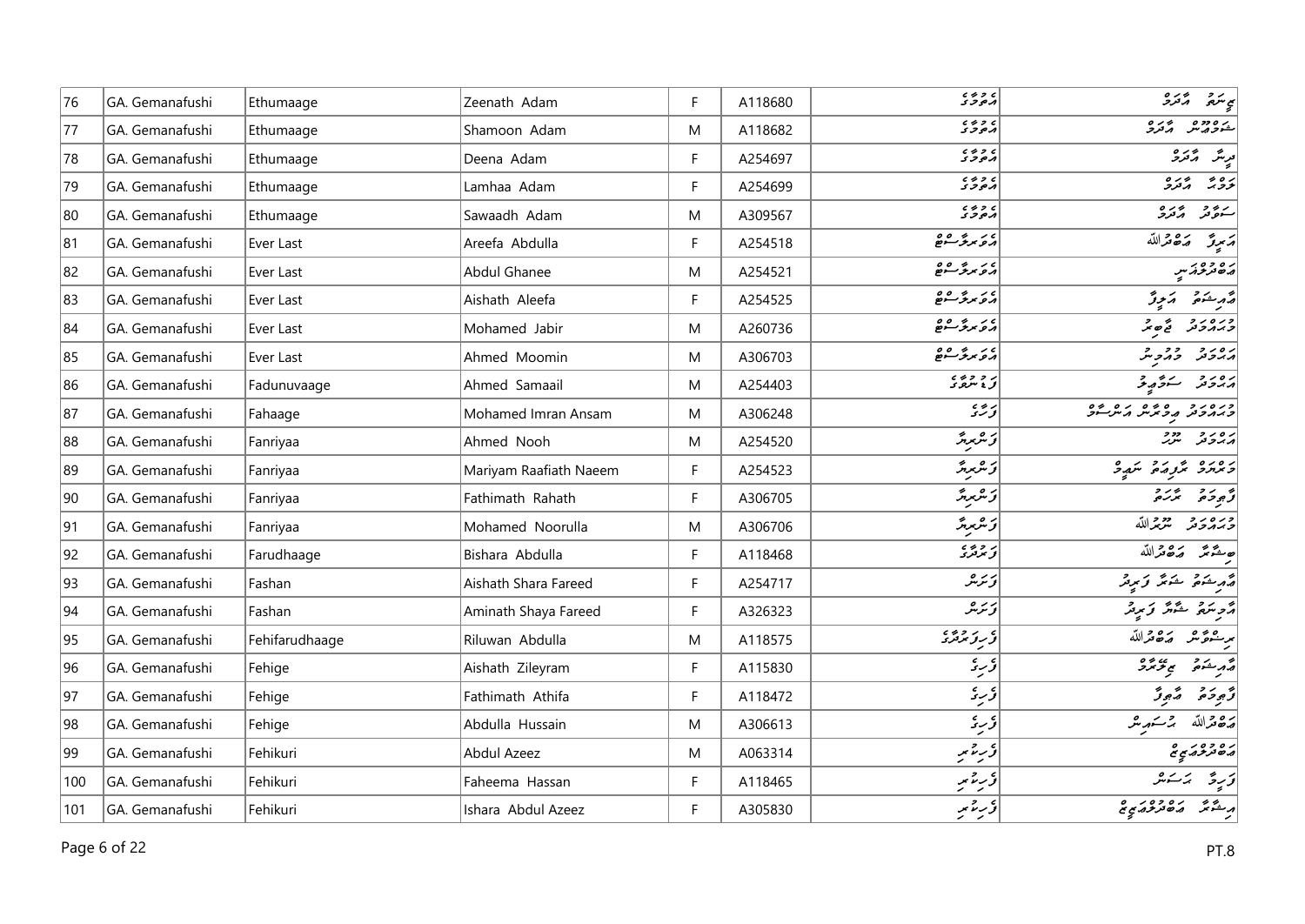| 76 | GA. Gemanafushi | Ethumaage | Zeenath Adam | F | A118680 | ގެތުމާގެ | ޒީނަތް އާދަމް |
|---|---|---|---|---|---|---|---|
| 77 | GA. Gemanafushi | Ethumaage | Shamoon Adam | M | A118682 | ގެތުމާގެ | ޝަމޫން އާދަމް |
| 78 | GA. Gemanafushi | Ethumaage | Deena Adam | F | A254697 | ގެތުމާގެ | ދީނާ އާދަމް |
| 79 | GA. Gemanafushi | Ethumaage | Lamhaa Adam | F | A254699 | ގެތުމާގެ | ލަމްހާ އާދަމް |
| 80 | GA. Gemanafushi | Ethumaage | Sawaadh Adam | M | A309567 | ގެތުމާގެ | ސަވާދު އާދަމް |
| 81 | GA. Gemanafushi | Ever Last | Areefa Abdulla | F | A254518 | އެވަރލާސްޓް | އަރީފާ އަބްދުﷲ |
| 82 | GA. Gemanafushi | Ever Last | Abdul Ghanee | M | A254521 | އެވަރލާސްޓް | އަބްދުލްޣަނީ |
| 83 | GA. Gemanafushi | Ever Last | Aishath Aleefa | F | A254525 | އެވަރލާސްޓް | އާއިޝަތު އަލީފާ |
| 84 | GA. Gemanafushi | Ever Last | Mohamed Jabir | M | A260736 | އެވަރލާސްޓް | މުހައްމަދު ޖާބިރު |
| 85 | GA. Gemanafushi | Ever Last | Ahmed Moomin | M | A306703 | އެވަރލާސްޓް | އަހުމަދު މޫމިން |
| 86 | GA. Gemanafushi | Fadunuvaage | Ahmed Samaail | M | A254403 | ފަދުނުވާގެ | އަހުމަދު ސަމާއިލް |
| 87 | GA. Gemanafushi | Fahaage | Mohamed Imran Ansam | M | A306248 | ފަހާގެ | މުހައްމަދު އިމްރާން އަންސާމް |
| 88 | GA. Gemanafushi | Fanriyaa | Ahmed Nooh | M | A254520 | ފަންރިޔާ | އަހުމަދު ނޫހު |
| 89 | GA. Gemanafushi | Fanriyaa | Mariyam Raafiath Naeem | F | A254523 | ފަންރިޔާ | މަރިޔަމް ރާފިޢަތު ނައީމް |
| 90 | GA. Gemanafushi | Fanriyaa | Fathimath Rahath | F | A306705 | ފަންރިޔާ | ފާތިމަތު ރަހަތު |
| 91 | GA. Gemanafushi | Fanriyaa | Mohamed Noorulla | M | A306706 | ފަންރިޔާ | މުހައްމަދު ނޫރުﷲ |
| 92 | GA. Gemanafushi | Farudhaage | Bishara Abdulla | F | A118468 | ފަރުދާގެ | ބިޝާރާ އަބްދުﷲ |
| 93 | GA. Gemanafushi | Fashan | Aishath Shara Fareed | F | A254717 | ފަޝަން | އާއިޝަތު ޝަރާ ފަރީދު |
| 94 | GA. Gemanafushi | Fashan | Aminath Shaya Fareed | F | A326323 | ފަޝަން | އާމިނަތު ޝާޔާ ފަރީދު |
| 95 | GA. Gemanafushi | Fehifarudhaage | Riluwan Abdulla | M | A118575 | ފެހިފަރުދާގެ | ރިލްވާން އަބްދުﷲ |
| 96 | GA. Gemanafushi | Fehige | Aishath Zileyram | F | A115830 | ފެހިގެ | އާއިޝަތު ޒިލޭރާމް |
| 97 | GA. Gemanafushi | Fehige | Fathimath Athifa | F | A118472 | ފެހިގެ | ފާތިމަތު އާތިފާ |
| 98 | GA. Gemanafushi | Fehige | Abdulla Hussain | M | A306613 | ފެހިގެ | އަބްދުﷲ ހުސައިން |
| 99 | GA. Gemanafushi | Fehikuri | Abdul Azeez | M | A063314 | ފެހިކުރި | އަބްދުލްއަޒީޒް |
| 100 | GA. Gemanafushi | Fehikuri | Faheema Hassan | F | A118465 | ފެހިކުރި | ފަހީމާ ހަސަން |
| 101 | GA. Gemanafushi | Fehikuri | Ishara Abdul Azeez | F | A305830 | ފެހިކުރި | އިޝާރާ އަބްދުލްއަޒީޒް |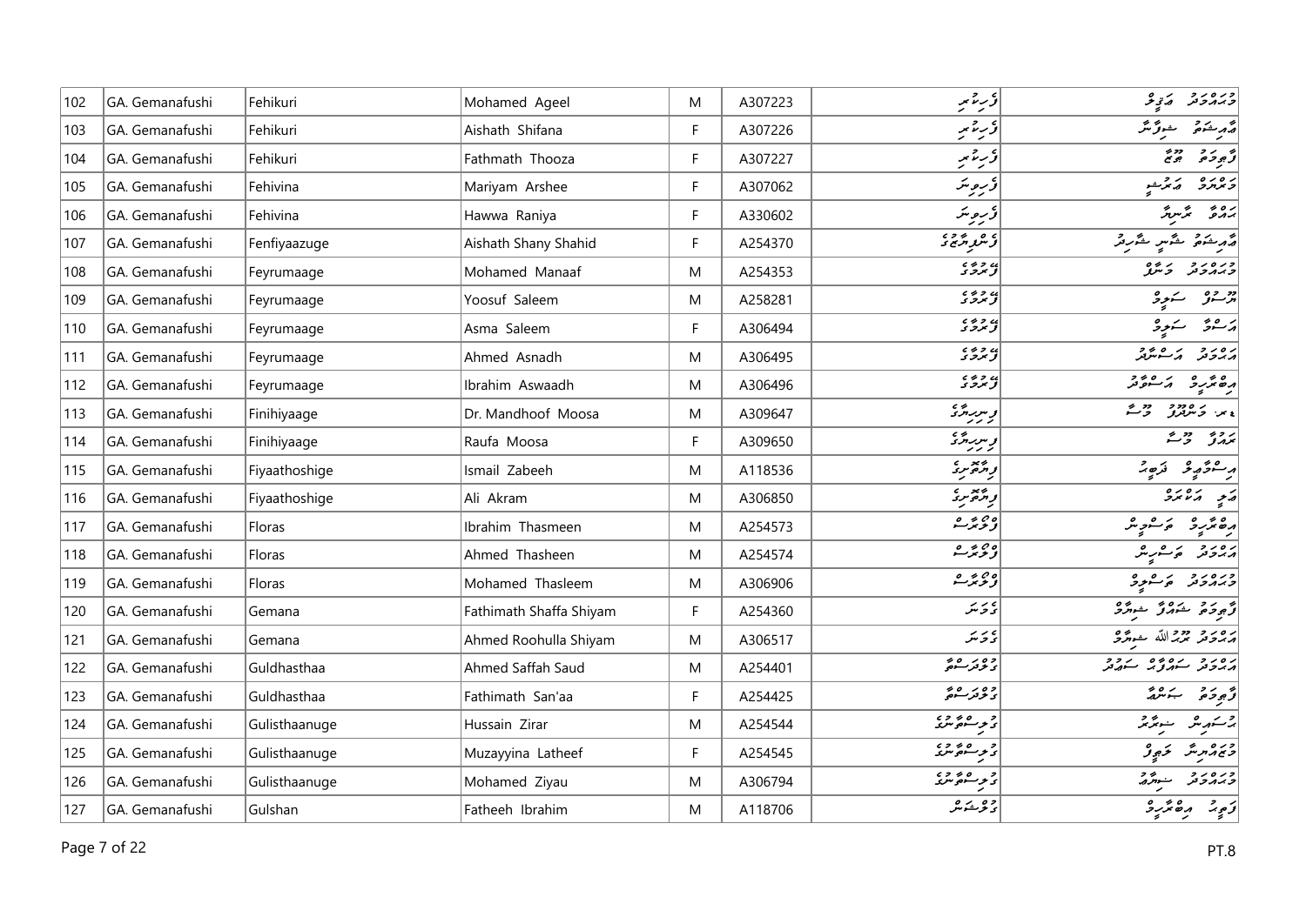| 102 | GA. Gemanafushi | Fehikuri | Mohamed Ageel | M | A307223 | ؤرىقىر | ورەرو ړَتِوْ |
|---|---|---|---|---|---|---|---|
| 103 | GA. Gemanafushi | Fehikuri | Aishath Shifana | F | A307226 | ؤرىقىر | ۀمرىشكى شىرۇنىگە |
| 104 | GA. Gemanafushi | Fehikuri | Fathmath Thooza | F | A307227 | ؤرىقىر | ۇجوخى جونج |
| 105 | GA. Gemanafushi | Fehivina | Mariyam Arshee | F | A307062 | ؤرىرىتر | وىترىرو كەترىشى |
| 106 | GA. Gemanafushi | Fehivina | Hawwa Raniya | F | A330602 | ؤرىرىتر | برەۋ ترسرىد |
| 107 | GA. Gemanafushi | Fenfiyaazuge | Aishath Shany Shahid | F | A254370 | ۇشۇرترىخ ى | ۀمرىشكى شكىسر شكىرىتر |
| 108 | GA. Gemanafushi | Feyrumaage | Mohamed Manaaf | M | A254353 | ئۇيىرى ئ | ورەرو كەسّرو |
| 109 | GA. Gemanafushi | Feyrumaage | Yoosuf Saleem | M | A258281 | ئۇيىرى ئ | مرسو سكوو |
| 110 | GA. Gemanafushi | Feyrumaage | Asma Saleem | F | A306494 | ئۇيىرى ئ | كەسىرى سكوو |
| 111 | GA. Gemanafushi | Feyrumaage | Ahmed Asnadh | M | A306495 | ئۇيىرى ئ | كەرەرو كەسىرترىر |
| 112 | GA. Gemanafushi | Feyrumaage | Ibrahim Aswaadh | M | A306496 | ئۇيىرى ئ | ىرەتترىرو كەسىۋىر |
| 113 | GA. Gemanafushi | Finihiyaage | Dr. Mandhoof Moosa | M | A309647 | وسرىرتىرى | ع تىر. كەشترتىر وشە |
| 114 | GA. Gemanafushi | Finihiyaage | Raufa Moosa | F | A309650 | وسرىرتىرى | ىرىرو وشە |
| 115 | GA. Gemanafushi | Fiyaathoshige | Ismail Zabeeh | M | A118536 | ورترجترى | ىرسىرۇمرى ترەپ |
| 116 | GA. Gemanafushi | Fiyaathoshige | Ali Akram | M | A306850 | ورترجترى | كەمو كەتترو |
| 117 | GA. Gemanafushi | Floras | Ibrahim Thasmeen | M | A254573 | ۇتۇترىشە | ىرەتترىرو كەشوپىر |
| 118 | GA. Gemanafushi | Floras | Ahmed Thasheen | M | A254574 | ۇتۇترىشە | كەرەرو كەشوپىر |
| 119 | GA. Gemanafushi | Floras | Mohamed Thasleem | M | A306906 | ۇتۇترىشە | ورەرو كەشوو |
| 120 | GA. Gemanafushi | Gemana | Fathimath Shaffa Shiyam | F | A254360 | ئ ئىر | ۇجوخى شەرۇ شىرۇ |
| 121 | GA. Gemanafushi | Gemana | Ahmed Roohulla Shiyam | M | A306517 | ئ ئىر | كەرەرو بۇرالله شىرۇ |
| 122 | GA. Gemanafushi | Guldhasthaa | Ahmed Saffah Saud | M | A254401 | وۇترىشۇ | كەرەرو سەرۇبر سكەبر |
| 123 | GA. Gemanafushi | Guldhasthaa | Fathimath San'aa | F | A254425 | وۇترىشۇ | ۇجوخى سەسىر |
| 124 | GA. Gemanafushi | Gulisthaanuge | Hussain Zirar | M | A254544 | ۇوشۇمترى | برسكىرىنر سىرتمر |
| 125 | GA. Gemanafushi | Gulisthaanuge | Muzayyina Latheef | F | A254545 | ۇوشۇمترى | وىرەرىتر ترىپو |
| 126 | GA. Gemanafushi | Gulisthaanuge | Mohamed Ziyau | M | A306794 | ۇوشۇمترى | ورەرو سىرتر |
| 127 | GA. Gemanafushi | Gulshan | Fatheeh Ibrahim | M | A118706 | ۇۇشكىر | ۇپر ىرەتترىرو |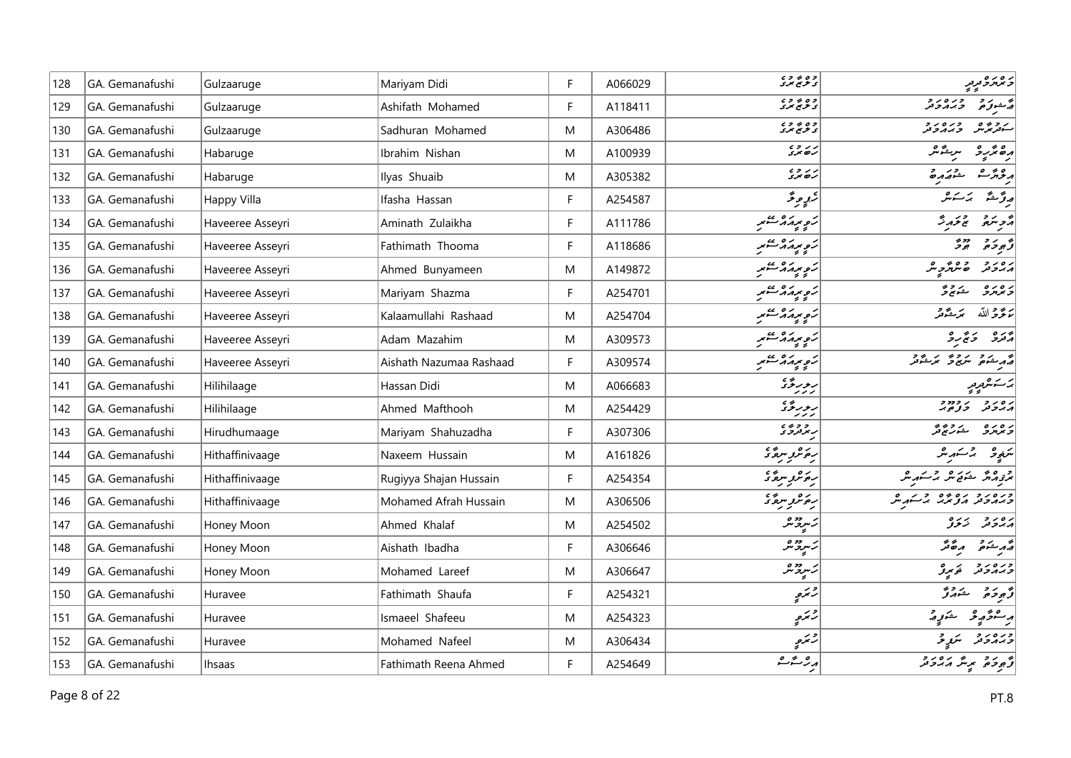| 128 | GA. Gemanafushi | Gulzaaruge | Mariyam Didi | F | A066029 | ووچ و ، | وبروپرپر |
|---|---|---|---|---|---|---|---|
| 129 | GA. Gemanafushi | Gulzaaruge | Ashifath Mohamed | F | A118411 | ووچ و ، | مەشىۋە ۋىرەدو |
| 130 | GA. Gemanafushi | Gulzaaruge | Sadhuran Mohamed | M | A306486 | ووچ و ، | سەدىرىر ۋىرەدو |
| 131 | GA. Gemanafushi | Habaruge | Ibrahim Nishan | M | A100939 | رەدى | مەھترىرۋ سرىشەر |
| 132 | GA. Gemanafushi | Habaruge | Ilyas Shuaib | M | A305382 | رەدى | مەۋىرگە شەمەھ |
| 133 | GA. Gemanafushi | Happy Villa | Ifasha Hassan | F | A254587 | ئېوۋ | مۇشە بەسەر |
| 134 | GA. Gemanafushi | Haveeree Asseyri | Aminath Zulaikha | F | A111786 | رەپرىرەشىر | مەرسە جۇمرى |
| 135 | GA. Gemanafushi | Haveeree Asseyri | Fathimath Thooma | F | A118686 | رەپرىرەشىر | ۋەرە ھو |
| 136 | GA. Gemanafushi | Haveeree Asseyri | Ahmed Bunyameen | M | A149872 | رەپرىرەشىر | مەدوتر ھەسرىر |
| 137 | GA. Gemanafushi | Haveeree Asseyri | Mariyam Shazma | F | A254701 | رەپرىرەشىر | وبرە شەمو |
| 138 | GA. Gemanafushi | Haveeree Asseyri | Kalaamullahi Rashaad | M | A254704 | رەپرىرەشىر | ئاۋۇ اللە ىرشەتر |
| 139 | GA. Gemanafushi | Haveeree Asseyri | Adam Mazahim | M | A309573 | رەپرىرەشىر | مەرو ۋىرو |
| 140 | GA. Gemanafushi | Haveeree Asseyri | Aishath Nazumaa Rashaad | F | A309574 | رەپرىرەشىر | مەرشەھ سرچو ىرشەتر |
| 141 | GA. Gemanafushi | Hilihilaage | Hassan Didi | M | A066683 | رورۇي | بەسەرىرىر |
| 142 | GA. Gemanafushi | Hilihilaage | Ahmed Mafthooh | M | A254429 | رورۇي | مەدوتر ۋۇھە |
| 143 | GA. Gemanafushi | Hirudhumaage | Mariyam Shahuzadha | F | A307306 | رىرترۇي | وبرە شەرچىر |
| 144 | GA. Gemanafushi | Hithaffinivaage | Naxeem Hussain | M | A161826 | رەتروسرەي | سرەپو برستەرىر |
| 145 | GA. Gemanafushi | Hithaffinivaage | Rugiyya Shajan Hussain | F | A254354 | رەتروسرەي | برتومەر شەق س برستەرىر |
| 146 | GA. Gemanafushi | Hithaffinivaage | Mohamed Afrah Hussain | M | A306506 | رەتروسرەي | ۋىرەدو مۇتر برستەرىر |
| 147 | GA. Gemanafushi | Honey Moon | Ahmed Khalaf | M | A254502 | ئەسرچىر | مەدوتر زۇۋ |
| 148 | GA. Gemanafushi | Honey Moon | Aishath Ibadha | F | A306646 | ئەسرچىر | مەرشەھ مەھتر |
| 149 | GA. Gemanafushi | Honey Moon | Mohamed Lareef | M | A306647 | ئەسرچىر | ۋىرەدو ۋىرو |
| 150 | GA. Gemanafushi | Huravee | Fathimath Shaufa | F | A254321 | رىرو | ۋەرە شەرۇ |
| 151 | GA. Gemanafushi | Huravee | Ismaeel Shafeeu | M | A254323 | رىرو | مەسىۋەپ شەۋە |
| 152 | GA. Gemanafushi | Huravee | Mohamed Nafeel | M | A306434 | رىرو | ۋىرەدو سرۋو |
| 153 | GA. Gemanafushi | Ihsaas | Fathimath Reena Ahmed | F | A254649 | مەرشەھ | ۋەرە برىگە مەدوتر |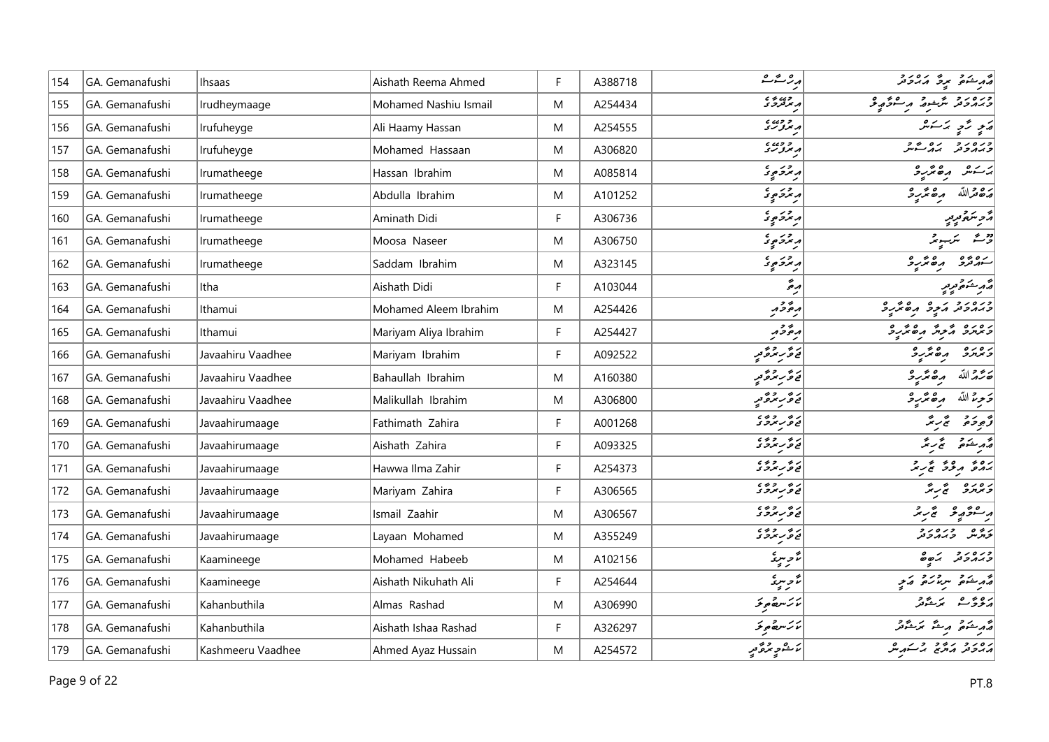| 154 | GA. Gemanafushi | Ihsaas | Aishath Reema Ahmed | F | A388718 | مرچشت | مەرشەمۇ بېرى مەدرى |
|---|---|---|---|---|---|---|---|
| 155 | GA. Gemanafushi | Irudheymaage | Mohamed Nashiu Ismail | M | A254434 | مرمرتر دی | ورورو سرشدہ مرسوگورو |
| 156 | GA. Gemanafushi | Irufuheyge | Ali Haamy Hassan | M | A254555 | مرمروری | مَرِ رَّح بَرَسَة |
| 157 | GA. Gemanafushi | Irufuheyge | Mohamed Hassaan | M | A306820 | مرمروری | ورورو بروشر |
| 158 | GA. Gemanafushi | Irumatheege | Hassan Ibrahim | M | A085814 | مرمرکھوی | برسەش مەھگرى |
| 159 | GA. Gemanafushi | Irumatheege | Abdulla Ibrahim | M | A101252 | مرمرکھوی | مەھىراللە مەھگرى |
| 160 | GA. Gemanafushi | Irumatheege | Aminath Didi | F | A306736 | مرمرکھوی | مۇسەمۇمرىر |
| 161 | GA. Gemanafushi | Irumatheege | Moosa Naseer | M | A306750 | مرمرکھوی | دوسە سربىيەت |
| 162 | GA. Gemanafushi | Irumatheege | Saddam Ibrahim | M | A323145 | مرمرکھوی | سەمەمرى مەھگرى |
| 163 | GA. Gemanafushi | Itha | Aishath Didi | F | A103044 | مرگە | مۇمرشەمۇمرىر |
| 164 | GA. Gemanafushi | Ithamui | Mohamed Aleem Ibrahim | M | A254426 | مرگوتر | ورورو ەوو مەھگرى |
| 165 | GA. Gemanafushi | Ithamui | Mariyam Aliya Ibrahim | F | A254427 | مرگوتر | ومرمرو مەومەرى مەھگرى |
| 166 | GA. Gemanafushi | Javaahiru Vaadhee | Mariyam Ibrahim | F | A092522 | يەۋرىرۇمر | ومرمرو مەھگرى |
| 167 | GA. Gemanafushi | Javaahiru Vaadhee | Bahaullah Ibrahim | M | A160380 | يەۋرىرۇمر | ھَرَمُ اللە مەھگرى |
| 168 | GA. Gemanafushi | Javaahiru Vaadhee | Malikullah Ibrahim | M | A306800 | يەۋرىرۇمر | وَمِرَ اللە مەھگرى |
| 169 | GA. Gemanafushi | Javaahirumaage | Fathimath Zahira | F | A001268 | يەۋرىرىرى | ۇجوڭە ئچرىگە |
| 170 | GA. Gemanafushi | Javaahirumaage | Aishath Zahira | F | A093325 | يەۋرىرىرى | مۇمرشەمۇ ئچرىگە |
| 171 | GA. Gemanafushi | Javaahirumaage | Hawwa Ilma Zahir | F | A254373 | يەۋرىرىرى | برەۋ مرۇۋ ئچرىر |
| 172 | GA. Gemanafushi | Javaahirumaage | Mariyam Zahira | F | A306565 | يەۋرىرىرى | ومرمرو ئچرىگە |
| 173 | GA. Gemanafushi | Javaahirumaage | Ismail Zaahir | M | A306567 | يەۋرىرىرى | مرسوگورو ئچرىر |
| 174 | GA. Gemanafushi | Javaahirumaage | Layaan Mohamed | M | A355249 | يەۋرىرىرى | ىرگىش ورورو |
| 175 | GA. Gemanafushi | Kaamineege | Mohamed Habeeb | M | A102156 | ئاوسرى | ورورو بەھە |
| 176 | GA. Gemanafushi | Kaamineege | Aishath Nikuhath Ali | F | A254644 | ئاوسرى | مۇمرشەمۇ سرىرتەمۇ ەمچ |
| 177 | GA. Gemanafushi | Kahanbuthila | Almas Rashad | M | A306990 | ئاىرسەھوۋ | مەۋگشە ىرشەمر |
| 178 | GA. Gemanafushi | Kahanbuthila | Aishath Ishaa Rashad | F | A326297 | ئاىرسەھوۋ | مۇمرشەمۇ مرشە ىرشەمر |
| 179 | GA. Gemanafushi | Kashmeeru Vaadhee | Ahmed Ayaz Hussain | M | A254572 | ئاشەومرۇمر | مەرورو مەمرچ برسەمرىر |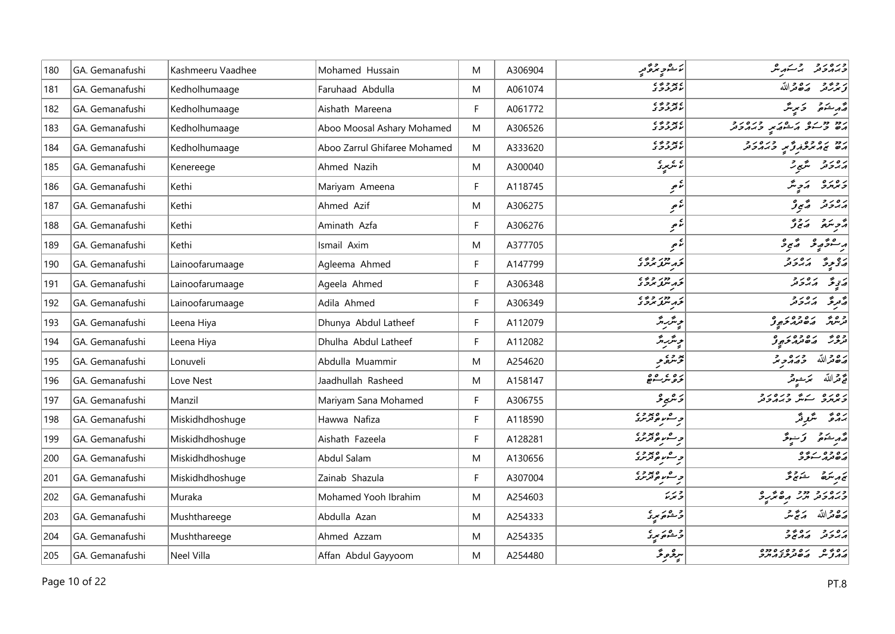| 180 | GA. Gemanafushi | Kashmeeru Vaadhee | Mohamed Hussain | M | A306904 | ކަޝްމީރުވާދީ | މުޙައްމަދު ހުސައިން |
|---|---|---|---|---|---|---|---|
| 181 | GA. Gemanafushi | Kedholhumaage | Faruhaad Abdulla | M | A061074 | ކެދޮޅުމާގެ | ފަރުހާދު އަބްދުﷲ |
| 182 | GA. Gemanafushi | Kedholhumaage | Aishath Mareena | F | A061772 | ކެދޮޅުމާގެ | އާއިޝަތު މަރީނާ |
| 183 | GA. Gemanafushi | Kedholhumaage | Aboo Moosal Ashary Mohamed | M | A306526 | ކެދޮޅުމާގެ | އަބޫ މޫސަލް އަޝްއަރީ މުޙައްމަދު |
| 184 | GA. Gemanafushi | Kedholhumaage | Aboo Zarrul Ghifaree Mohamed | M | A333620 | ކެދޮޅުމާގެ | އަބޫ ޒައްރުލްޣިފާރީ މުޙައްމަދު |
| 185 | GA. Gemanafushi | Kenereege | Ahmed Nazih | M | A300040 | ކެނެރީގެ | އަޙްމަދު ނާޒިހު |
| 186 | GA. Gemanafushi | Kethi | Mariyam Ameena | F | A118745 | ކެތި | މަރިޔަމް އަމީނާ |
| 187 | GA. Gemanafushi | Kethi | Ahmed Azif | M | A306275 | ކެތި | އަޙްމަދު އާޒިފް |
| 188 | GA. Gemanafushi | Kethi | Aminath Azfa | F | A306276 | ކެތި | އާމިނަތު އަޒްފާ |
| 189 | GA. Gemanafushi | Kethi | Ismail Axim | M | A377705 | ކެތި | އިސްމާޢީލް އާޞިމް |
| 190 | GA. Gemanafushi | Lainoofarumaage | Agleema Ahmed | F | A147799 | ލައިނޫފަރުމާގެ | އަގްލީމާ އަޙްމަދު |
| 191 | GA. Gemanafushi | Lainoofarumaage | Ageela Ahmed | F | A306348 | ލައިނޫފަރުމާގެ | އަޤީލާ އަޙްމަދު |
| 192 | GA. Gemanafushi | Lainoofarumaage | Adila Ahmed | F | A306349 | ލައިނޫފަރުމާގެ | އާދިލާ އަޙްމަދު |
| 193 | GA. Gemanafushi | Leena Hiya | Dhunya Abdul Latheef | F | A112079 | ލީނާހިޔާ | ދުންޔާ އަބްދުއްލަޠީފް |
| 194 | GA. Gemanafushi | Leena Hiya | Dhulha Abdul Latheef | F | A112082 | ލީނާހިޔާ | ދުލްހާ އަބްދުއްލަޠީފް |
| 195 | GA. Gemanafushi | Lonuveli | Abdulla Muammir | M | A254620 | ލޮނުވެލި | އަބްދުﷲ މުޢައްމިރު |
| 196 | GA. Gemanafushi | Love Nest | Jaadhullah Rasheed | M | A158147 | ލަވްނެސްޓް | ޖާދުﷲ ރަޝީދު |
| 197 | GA. Gemanafushi | Manzil | Mariyam Sana Mohamed | F | A306755 | މަންޒިލް | މަރިޔަމް ސަނާ މުޙައްމަދު |
| 198 | GA. Gemanafushi | Miskidhdhoshuge | Hawwa Nafiza | F | A118590 | މިސްކިއްދޮށުގެ | ހައްވާ ނާފިޒާ |
| 199 | GA. Gemanafushi | Miskidhdhoshuge | Aishath Fazeela | F | A128281 | މިސްކިއްދޮށުގެ | އާއިޝަތު ފަޒީލާ |
| 200 | GA. Gemanafushi | Miskidhdhoshuge | Abdul Salam | M | A130656 | މިސްކިއްދޮށުގެ | އަބްދުލްސަލާމް |
| 201 | GA. Gemanafushi | Miskidhdhoshuge | Zainab Shazula | F | A307004 | މިސްކިއްދޮށުގެ | ޒައިނަބު ޝަޒުލާ |
| 202 | GA. Gemanafushi | Muraka | Mohamed Yooh Ibrahim | M | A254603 | މުރަކަ | މުޙައްމަދު ޔޫހު އިބްރާހީމް |
| 203 | GA. Gemanafushi | Mushthareege | Abdulla Azan | M | A254333 | މުށްތަރީގެ | އަބްދުﷲ އަޒާން |
| 204 | GA. Gemanafushi | Mushthareege | Ahmed Azzam | M | A254335 | މުށްތަރީގެ | އަޙްމަދު އައްޒާމް |
| 205 | GA. Gemanafushi | Neel Villa | Affan Abdul Gayyoom | M | A254480 | ނީލްވިލާ | އައްފާން އަބްދުލްގައްޔޫމް |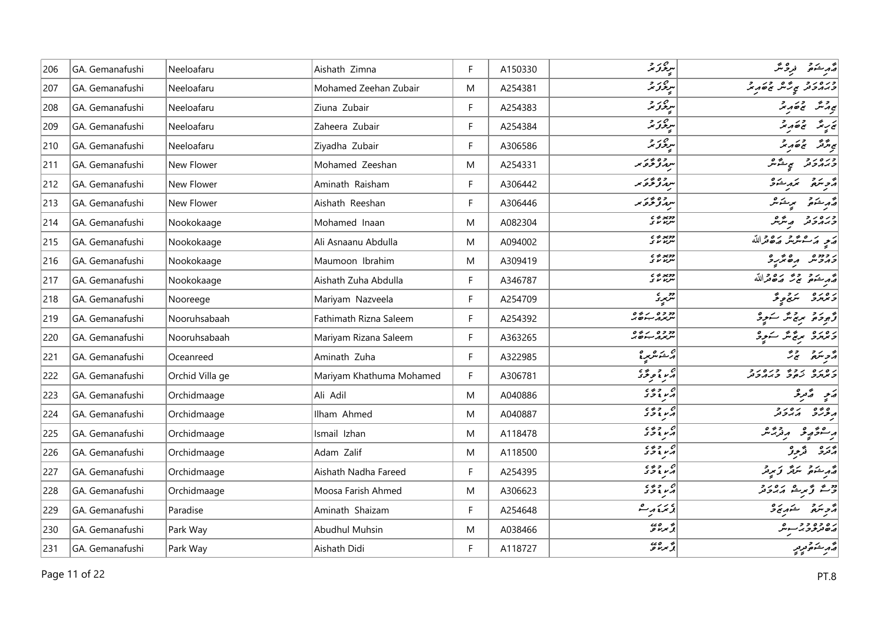| 206 | GA. Gemanafushi | Neeloafaru | Aishath Zimna | F | A150330 | سرچوَترُ | ھَمِسْھَمْ فرِچْسَّ |
|---|---|---|---|---|---|---|---|
| 207 | GA. Gemanafushi | Neeloafaru | Mohamed Zeehan Zubair | M | A254381 | سرچوَترُ | ﻭﺭَﻣَﺮﻭَﺗﺮ ﺑﻮﺭَّﺗَﺮ ﺑﻨَﻮﻣَﺮﺑَﺮُ |
| 208 | GA. Gemanafushi | Neeloafaru | Ziuna Zubair | F | A254383 | سرچوَترُ | ﺑﻮﻣَﺮَّﺗﺮ ﺑﻨَﻮﻣَﺮﺑَﺮُ |
| 209 | GA. Gemanafushi | Neeloafaru | Zaheera Zubair | F | A254384 | سرچوَترُ | ﺑَﺮﺑِﺮَّ ﺑﻨَﻮﻣَﺮﺑَﺮُ |
| 210 | GA. Gemanafushi | Neeloafaru | Ziyadha Zubair | F | A306586 | سرچوَترُ | ﺑﻮﻣَﺮَّﺗَﺮُ ﺑﻨَﻮﻣَﺮﺑَﺮُ |
| 211 | GA. Gemanafushi | New Flower | Mohamed Zeeshan | M | A254331 | سرمروْرّوَبر | ﻭﺭَﻣَﺮﻭَﺗﺮ ﺑﻮﺷَّﺗَﺮ |
| 212 | GA. Gemanafushi | New Flower | Aminath Raisham | F | A306442 | سرمروْرّوَبر | ﻣَّﺮﻭﺳَﺮَﻭ ﺑَﺮﻣَﺮﺷَﺮﻭ |
| 213 | GA. Gemanafushi | New Flower | Aishath Reeshan | F | A306446 | سرمروْرّوَبر | ﻣَّﺮﻣَﺮﺷَﺮﻭ ﺑﻮﺷَﺮﺗَﺮ |
| 214 | GA. Gemanafushi | Nookokaage | Mohamed Inaan | M | A082304 | ﺳﺮﺳﺮﻣَّﻮ | ﻭﺭَﻣَﺮﻭَﺗﺮ ﻣِﺮﺳَّﺗَﺮ |
| 215 | GA. Gemanafushi | Nookokaage | Ali Asnaanu Abdulla | M | A094002 | ﺳﺮﺳﺮﻣَّﻮ | ﻣَﺮﻭ ﻣَﺮﺳﺮﺳَّﺗَﺮﺗﺮ ﻣَﺮﻭﺗﺮالله |
| 216 | GA. Gemanafushi | Nookokaage | Maumoon Ibrahim | M | A309419 | ﺳﺮﺳﺮﻣَّﻮ | ﻭَﻣَﺮﻭﺳﺮ ﻣِﺮﻭَّﺗﺮﻭ |
| 217 | GA. Gemanafushi | Nookokaage | Aishath Zuha Abdulla | F | A346787 | ﺳﺮﺳﺮﻣَّﻮ | ﻣَّﺮﻣَﺮﺷَﺮﻭ ﺑﻨَﺮَّ ﻣَﺮﻭﺗﺮالله |
| 218 | GA. Gemanafushi | Nooreege | Mariyam Nazveela | F | A254709 | ﺳﺮﺑﻮﻭ | ﻭَﺑَﺮﻣَﺮﻭ ﺳَﺮﺑَﻮﻭِﺗَّ |
| 219 | GA. Gemanafushi | Nooruhsabaah | Fathimath Rizna Saleem | F | A254392 | ﺳﺮﺑﺮﻣَﺮ ﺳَﺮﻭَّﺗﺮ | ﺭَّﻭِﻭَﻭ ﺑﺮﺑﻮﺳَّﺗَﺮ ﺳَﺮﻭِﻭ |
| 220 | GA. Gemanafushi | Nooruhsabaah | Mariyam Rizana Saleem | F | A363265 | ﺳﺮﺑﺮﻣَﺮ ﺳَﺮﻭَّﺗﺮ | ﻭَﺑَﺮﻣَﺮﻭ ﺑﺮﺑﻮّﺳَّﺗَﺮ ﺳَﺮﻭِﻭ |
| 221 | GA. Gemanafushi | Oceanreed | Aminath Zuha | F | A322985 | ﻣَﺮﺷَﺮﺳﺮﺑﺮﻭ | ﻣَّﺮﻭﺳَﺮَﻭ ﺑﻨَﺮَّ |
| 222 | GA. Gemanafushi | Orchid Villa ge | Mariyam Khathuma Mohamed | F | A306781 | ﻣَّﺮﺑﻮﻭﻭﻭَّﻭ | ﻭَﺑَﺮﻣَﺮﻭ ﺭَﻭﻭَّ ﻭﺭَﻣَﺮﻭَﺗﺮ |
| 223 | GA. Gemanafushi | Orchidmaage | Ali Adil | M | A040886 | ﻣَّﺮﺑﻮﻭﻭَّﻭ | ﻣَﺮﻭ ﻣَّﺗﺮﻭ |
| 224 | GA. Gemanafushi | Orchidmaage | Ilham Ahmed | M | A040887 | ﻣَّﺮﺑﻮﻭﻭَّﻭ | ﻣِﺮﻭﺭَّﻭ ﻣَﺮﻭَﺗﺮ |
| 225 | GA. Gemanafushi | Orchidmaage | Ismail Izhan | M | A118478 | ﻣَّﺮﺑﻮﻭﻭَّﻭ | ﻣِﺮﺷَﺮﻭَّﻣِﺮﻭ ﻣِﺮﺗﺮﺭَّﺗَﺮ |
| 226 | GA. Gemanafushi | Orchidmaage | Adam Zalif | M | A118500 | ﻣَّﺮﺑﻮﻭﻭَّﻭ | ﻣَّﺗَﺮﻭ ﺗَّﺮﻭﻭ |
| 227 | GA. Gemanafushi | Orchidmaage | Aishath Nadha Fareed | F | A254395 | ﻣَّﺮﺑﻮﻭﻭَّﻭ | ﻣَّﺮﻣَﺮﺷَﺮﻭ ﺳَﺮﺗَّ ﻭَﺑﺮﺗﺮ |
| 228 | GA. Gemanafushi | Orchidmaage | Moosa Farish Ahmed | M | A306623 | ﻣَّﺮﺑﻮﻭﻭَّﻭ | ﻭﺭﺳَّ ﻭَّﺑﺮﺷﺮ ﻣَﺮﻭَﺗﺮ |
| 229 | GA. Gemanafushi | Paradise | Aminath Shaizam | F | A254648 | ﺑﺮﺑَﺮﻭ ﻣِﺮﺳﺮ | ﻣَّﺮﻭﺳَﺮَﻭ ﺷَﺮﻣَﺮﺑَﻮﻭ |
| 230 | GA. Gemanafushi | Park Way | Abudhul Muhsin | M | A038466 | ﺑُّﺮﺑَﺮﻭَّ | ﻣَﺮﻭﺗﺮﻭﻭﺭَّ ﺳﻮﺳﺮ |
| 231 | GA. Gemanafushi | Park Way | Aishath Didi | F | A118727 | ﺑُّﺮﺑَﺮﻭَّ | ﻣَّﺮﻣَﺮﺷَﺮﻭﺗﺮﺑﺮ |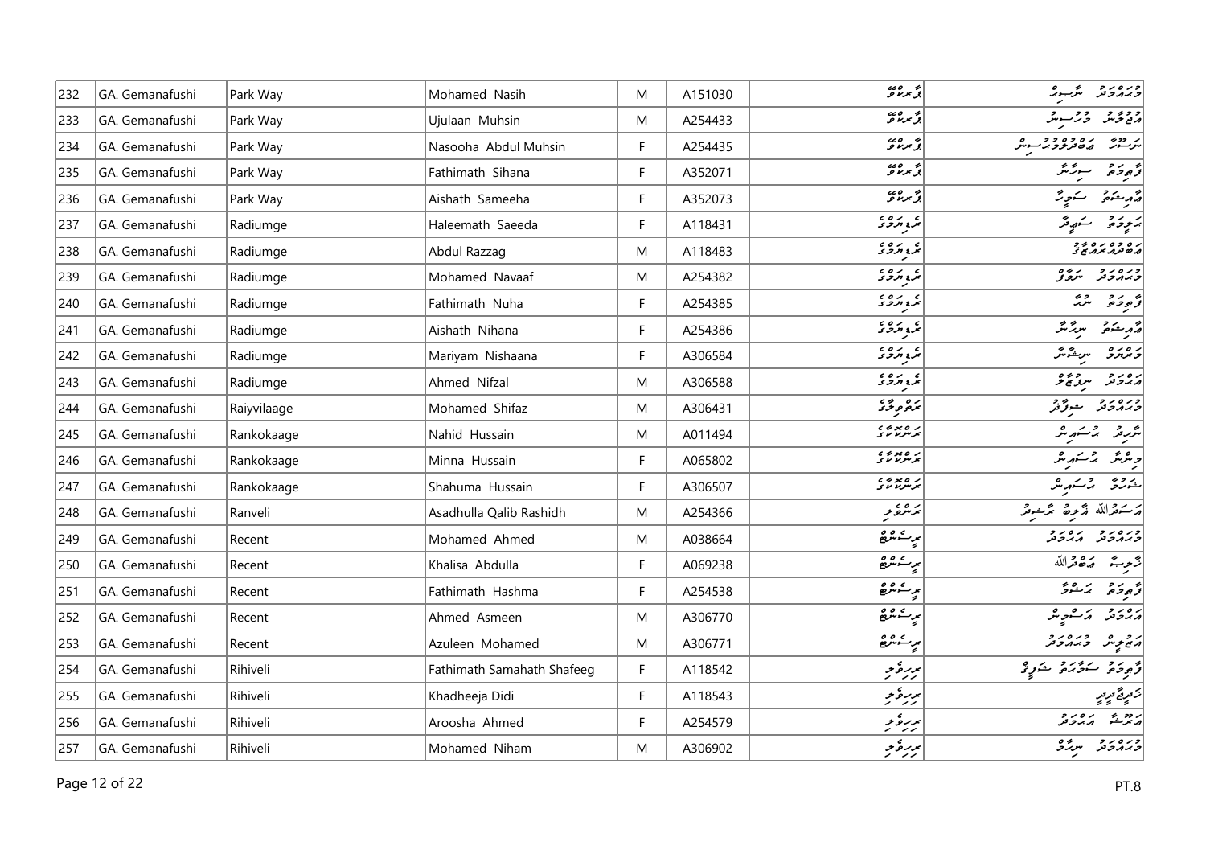| 232 | GA. Gemanafushi | Park Way | Mohamed Nasih | M | A151030 | پَركްވޭ | މުޙައްމަދު ނާސިޙު |
|---|---|---|---|---|---|---|---|
| 233 | GA. Gemanafushi | Park Way | Ujulaan Muhsin | M | A254433 | ޕާރކްވޭ | އުޖުލާން މުޙްސިން |
| 234 | GA. Gemanafushi | Park Way | Nasooha Abdul Muhsin | F | A254435 | ޕާރކްވޭ | ނަޞޫޙާ ޢަބްދުލްމުޙްސިން |
| 235 | GA. Gemanafushi | Park Way | Fathimath Sihana | F | A352071 | ޕާރކްވޭ | ފާތިމަތު ސިހާނާ |
| 236 | GA. Gemanafushi | Park Way | Aishath Sameeha | F | A352073 | ޕާރކްވޭ | ޢާއިޝަތު ސަމީހާ |
| 237 | GA. Gemanafushi | Radiumge | Haleemath Saeeda | F | A118431 | ރޭޑިއަމްގެ | ހަލީމަތު ސަޢީދާ |
| 238 | GA. Gemanafushi | Radiumge | Abdul Razzag | M | A118483 | ރޭޑިއަމްގެ | ޢަބްދުއްރައްޒާޤު |
| 239 | GA. Gemanafushi | Radiumge | Mohamed Navaaf | M | A254382 | ރޭޑިއަމްގެ | މުޙައްމަދު ނަވާފް |
| 240 | GA. Gemanafushi | Radiumge | Fathimath Nuha | F | A254385 | ރޭޑިއަމްގެ | ފާތިމަތު ނުހާ |
| 241 | GA. Gemanafushi | Radiumge | Aishath Nihana | F | A254386 | ރޭޑިއަމްގެ | ޢާއިޝަތު ނިހާނާ |
| 242 | GA. Gemanafushi | Radiumge | Mariyam Nishaana | F | A306584 | ރޭޑިއަމްގެ | މަރިޔަމް ނިޝާނާ |
| 243 | GA. Gemanafushi | Radiumge | Ahmed Nifzal | M | A306588 | ރޭޑިއަމްގެ | އަޙްމަދު ނިފްޒާލް |
| 244 | GA. Gemanafushi | Raiyvilaage | Mohamed Shifaz | M | A306431 | ރަށްވިލާގެ | މުޙައްމަދު ޝިފާޒު |
| 245 | GA. Gemanafushi | Rankokaage | Nahid Hussain | M | A011494 | ރަންކޮކާގެ | ނާހިދު ޙުސައިން |
| 246 | GA. Gemanafushi | Rankokaage | Minna Hussain | F | A065802 | ރަންކޮކާގެ | މިންނާ ޙުސައިން |
| 247 | GA. Gemanafushi | Rankokaage | Shahuma Hussain | F | A306507 | ރަންކޮކާގެ | ޝަހުމާ ޙުސައިން |
| 248 | GA. Gemanafushi | Ranveli | Asadhulla Qalib Rashidh | M | A254366 | ރަންވެލި | އަސަދުﷲ ޤާލިބް ރާޝިދު |
| 249 | GA. Gemanafushi | Recent | Mohamed Ahmed | M | A038664 | ރީސެންޓް | މުޙައްމަދު އަޙްމަދު |
| 250 | GA. Gemanafushi | Recent | Khalisa Abdulla | F | A069238 | ރީސެންޓް | ޚާލިޞާ ޢަބްދުﷲ |
| 251 | GA. Gemanafushi | Recent | Fathimath Hashma | F | A254538 | ރީސެންޓް | ފާތިމަތު ހަޝްމާ |
| 252 | GA. Gemanafushi | Recent | Ahmed Asmeen | M | A306770 | ރީސެންޓް | އަޙްމަދު އަސްމީން |
| 253 | GA. Gemanafushi | Recent | Azuleen Mohamed | M | A306771 | ރީސެންޓް | އަޒުލީން މުޙައްމަދު |
| 254 | GA. Gemanafushi | Rihiveli | Fathimath Samahath Shafeeg | F | A118542 | ރިހިވެލި | ފާތިމަތު ސަމާހަތު ޝަފީޤު |
| 255 | GA. Gemanafushi | Rihiveli | Khadheeja Didi | F | A118543 | ރިހިވެލި | ޚަދީޖާ ދީދީ |
| 256 | GA. Gemanafushi | Rihiveli | Aroosha Ahmed | F | A254579 | ރިހިވެލި | އަރޫޝާ އަޙްމަދު |
| 257 | GA. Gemanafushi | Rihiveli | Mohamed Niham | M | A306902 | ރިހިވެލި | މުޙައްމަދު ނިހާމް |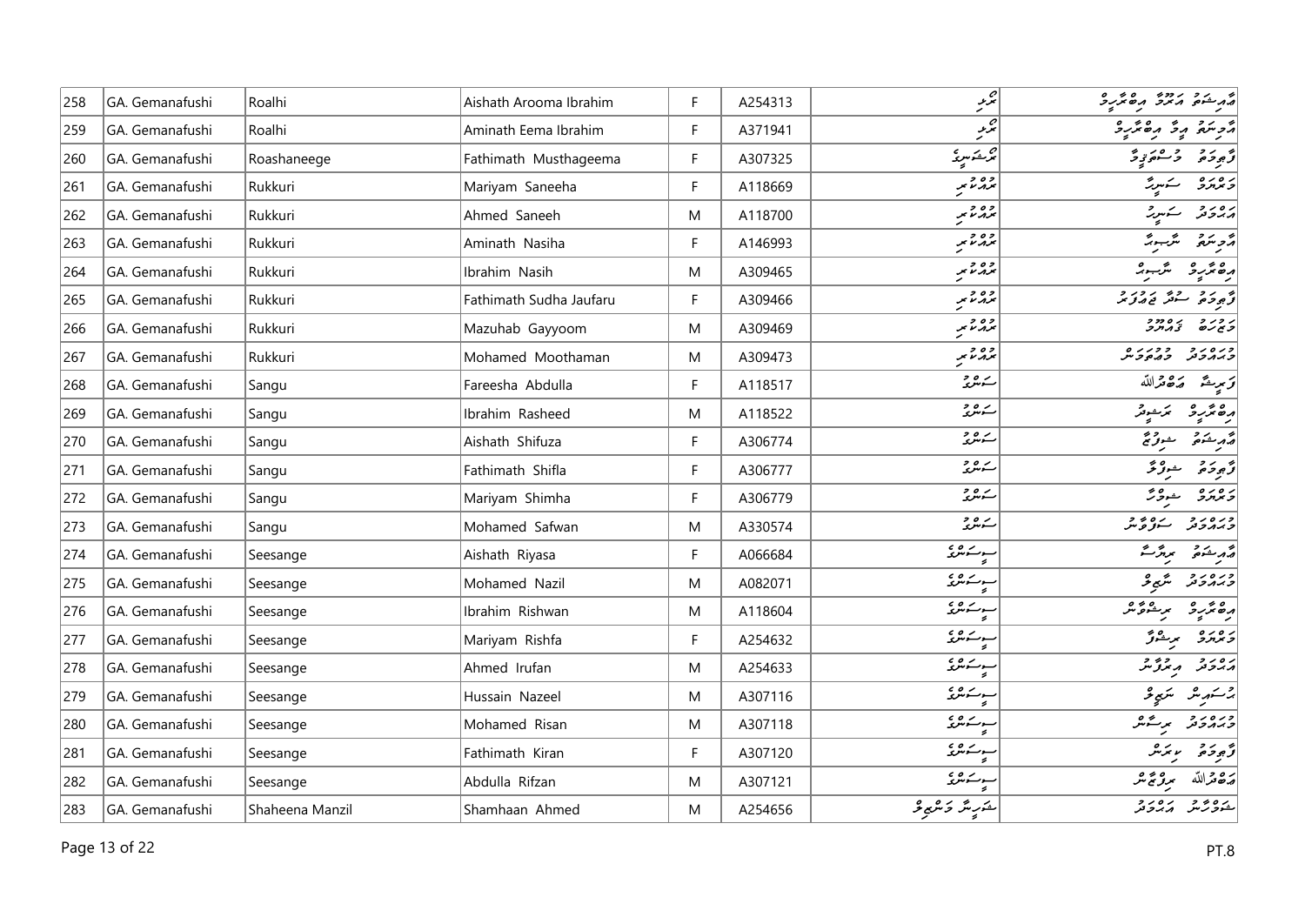| 258 | GA. Gemanafushi | Roalhi | Aishath Arooma Ibrahim | F | A254313 | ژُ۔ | ۔ |
|---|---|---|---|---|---|---|---|
| 259 | GA. Gemanafushi | Roalhi | Aminath Eema Ibrahim | F | A371941 | ژُ۔ | ۔ |
| 260 | GA. Gemanafushi | Roashaneege | Fathimath Musthageema | F | A307325 | ۔ | ۔ |
| 261 | GA. Gemanafushi | Rukkuri | Mariyam Saneeha | F | A118669 | ۔ | ۔ |
| 262 | GA. Gemanafushi | Rukkuri | Ahmed Saneeh | M | A118700 | ۔ | ۔ |
| 263 | GA. Gemanafushi | Rukkuri | Aminath Nasiha | F | A146993 | ۔ | ۔ |
| 264 | GA. Gemanafushi | Rukkuri | Ibrahim Nasih | M | A309465 | ۔ | ۔ |
| 265 | GA. Gemanafushi | Rukkuri | Fathimath Sudha Jaufaru | F | A309466 | ۔ | ۔ |
| 266 | GA. Gemanafushi | Rukkuri | Mazuhab Gayyoom | M | A309469 | ۔ | ۔ |
| 267 | GA. Gemanafushi | Rukkuri | Mohamed Moothaman | M | A309473 | ۔ | ۔ |
| 268 | GA. Gemanafushi | Sangu | Fareesha Abdulla | F | A118517 | ۔ | ۔ |
| 269 | GA. Gemanafushi | Sangu | Ibrahim Rasheed | M | A118522 | ۔ | ۔ |
| 270 | GA. Gemanafushi | Sangu | Aishath Shifuza | F | A306774 | ۔ | ۔ |
| 271 | GA. Gemanafushi | Sangu | Fathimath Shifla | F | A306777 | ۔ | ۔ |
| 272 | GA. Gemanafushi | Sangu | Mariyam Shimha | F | A306779 | ۔ | ۔ |
| 273 | GA. Gemanafushi | Sangu | Mohamed Safwan | M | A330574 | ۔ | ۔ |
| 274 | GA. Gemanafushi | Seesange | Aishath Riyasa | F | A066684 | ۔ | ۔ |
| 275 | GA. Gemanafushi | Seesange | Mohamed Nazil | M | A082071 | ۔ | ۔ |
| 276 | GA. Gemanafushi | Seesange | Ibrahim Rishwan | M | A118604 | ۔ | ۔ |
| 277 | GA. Gemanafushi | Seesange | Mariyam Rishfa | F | A254632 | ۔ | ۔ |
| 278 | GA. Gemanafushi | Seesange | Ahmed Irufan | M | A254633 | ۔ | ۔ |
| 279 | GA. Gemanafushi | Seesange | Hussain Nazeel | M | A307116 | ۔ | ۔ |
| 280 | GA. Gemanafushi | Seesange | Mohamed Risan | M | A307118 | ۔ | ۔ |
| 281 | GA. Gemanafushi | Seesange | Fathimath Kiran | F | A307120 | ۔ | ۔ |
| 282 | GA. Gemanafushi | Seesange | Abdulla Rifzan | M | A307121 | ۔ | ۔ |
| 283 | GA. Gemanafushi | Shaheena Manzil | Shamhaan Ahmed | M | A254656 | ۔ | ۔ |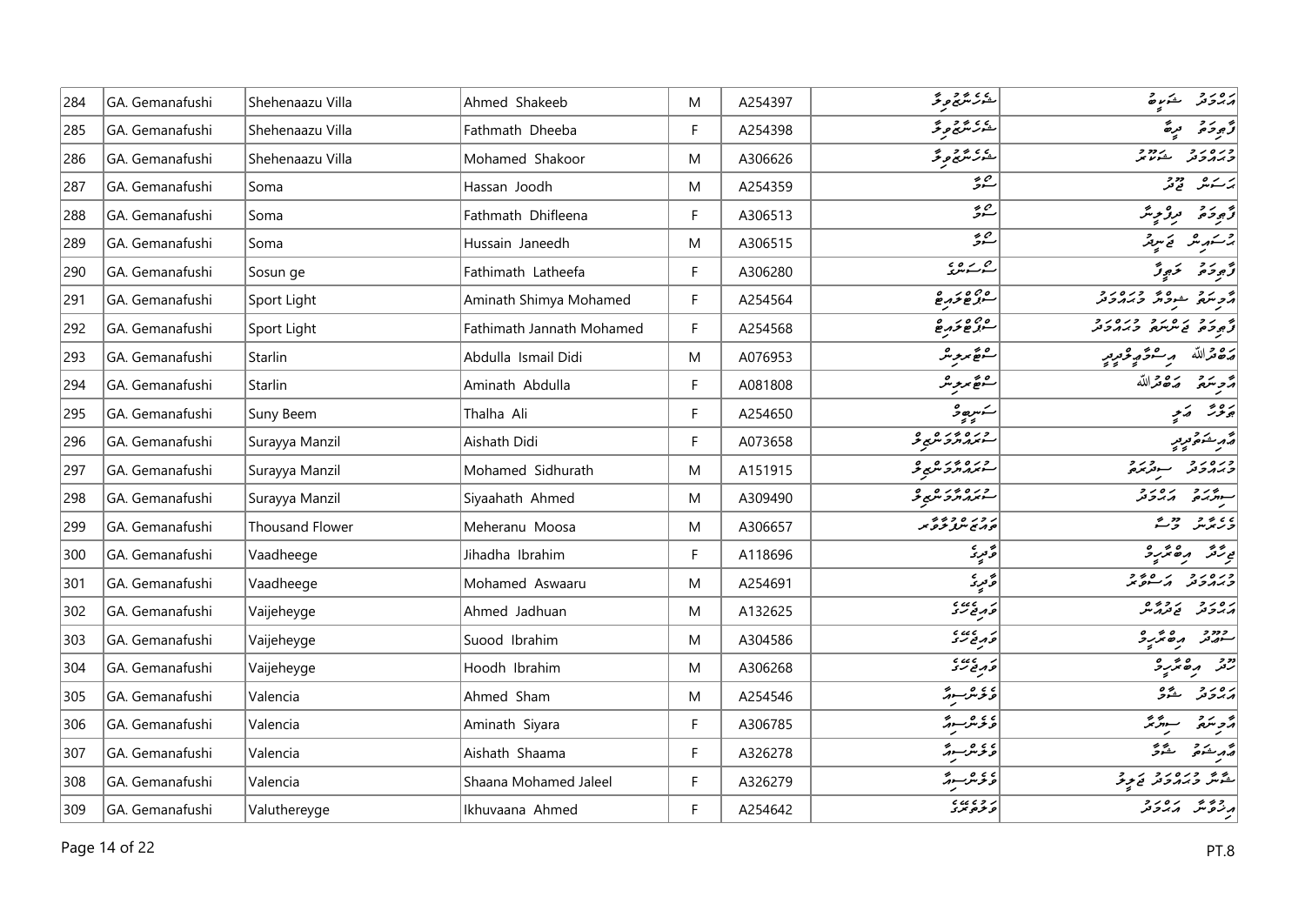| 284 | GA. Gemanafushi | Shehenaazu Villa | Ahmed Shakeeb | M | A254397 | ޝެހެނާޒުވިލާ | އަހުމަދު ޝަކީބު |
|---|---|---|---|---|---|---|---|
| 285 | GA. Gemanafushi | Shehenaazu Villa | Fathmath Dheeba | F | A254398 | ޝެހެނާޒުވިލާ | ފާތިމަތު ދީބާ |
| 286 | GA. Gemanafushi | Shehenaazu Villa | Mohamed Shakoor | M | A306626 | ޝެހެނާޒުވިލާ | މުހައްމަދު ޝަކޫރު |
| 287 | GA. Gemanafushi | Soma | Hassan Joodh | M | A254359 | ސޯމާ | ހަސަން ޖޫދު |
| 288 | GA. Gemanafushi | Soma | Fathmath Dhifleena | F | A306513 | ސޯމާ | ފާތިމަތު ދިފްލީނާ |
| 289 | GA. Gemanafushi | Soma | Hussain Janeedh | M | A306515 | ސޯމާ | ހުސައިން ޖަނީދު |
| 290 | GA. Gemanafushi | Sosun ge | Fathimath Latheefa | F | A306280 | ސޮސުންގެ | ފާތިމަތު ލަޠީފާ |
| 291 | GA. Gemanafushi | Sport Light | Aminath Shimya Mohamed | F | A254564 | ސްޕޯޓްލައިޓް | އާމިނަތު ޝިމްޔާ މުހައްމަދު |
| 292 | GA. Gemanafushi | Sport Light | Fathimath Jannath Mohamed | F | A254568 | ސްޕޯޓްލައިޓް | ފާތިމަތު ޖަންނަތު މުހައްމަދު |
| 293 | GA. Gemanafushi | Starlin | Abdulla Ismail Didi | M | A076953 | ސްޓާލިން | އަބްދުﷲ އިސްމާއިލްދީދީ |
| 294 | GA. Gemanafushi | Starlin | Aminath Abdulla | F | A081808 | ސްޓާލިން | އާމިނަތު އަބްދުﷲ |
| 295 | GA. Gemanafushi | Suny Beem | Thalha Ali | F | A254650 | ސަނީބީމް | ތަލްހާ އަލި |
| 296 | GA. Gemanafushi | Surayya Manzil | Aishath Didi | F | A073658 | ސުރައްޔާމަންޒިލް | އާއިޝަތުދީދީ |
| 297 | GA. Gemanafushi | Surayya Manzil | Mohamed Sidhurath | M | A151915 | ސުރައްޔާމަންޒިލް | މުހައްމަދު ސިދުރަތު |
| 298 | GA. Gemanafushi | Surayya Manzil | Siyaahath Ahmed | M | A309490 | ސުރައްޔާމަންޒިލް | ސިޔާހަތު އަހުމަދު |
| 299 | GA. Gemanafushi | Thousand Flower | Meheranu Moosa | M | A306657 | ތައުޒަންޑްފްލާވަރ | މެހެރަނު މޫސާ |
| 300 | GA. Gemanafushi | Vaadheege | Jihadha Ibrahim | F | A118696 | ވާދީގެ | ޖިހާދާ އިބްރާހިމް |
| 301 | GA. Gemanafushi | Vaadheege | Mohamed Aswaaru | M | A254691 | ވާދީގެ | މުހައްމަދު އަސްވާރު |
| 302 | GA. Gemanafushi | Vaijeheyge | Ahmed Jadhuan | M | A132625 | ވައިޖެހޭގެ | އަހުމަދު ޖަދުއާން |
| 303 | GA. Gemanafushi | Vaijeheyge | Suood Ibrahim | M | A304586 | ވައިޖެހޭގެ | ސުޢޫދު އިބްރާހިމް |
| 304 | GA. Gemanafushi | Vaijeheyge | Hoodh Ibrahim | M | A306268 | ވައިޖެހޭގެ | ހޫދު އިބްރާހިމް |
| 305 | GA. Gemanafushi | Valencia | Ahmed Sham | M | A254546 | ވެލެންސިއާ | އަހުމަދު ޝާމް |
| 306 | GA. Gemanafushi | Valencia | Aminath Siyara | F | A306785 | ވެލެންސިއާ | އާމިނަތު ސިޔާރާ |
| 307 | GA. Gemanafushi | Valencia | Aishath Shaama | F | A326278 | ވެލެންސިއާ | އާއިޝަތު ޝާމާ |
| 308 | GA. Gemanafushi | Valencia | Shaana Mohamed Jaleel | F | A326279 | ވެލެންސިއާ | ޝާނާ މުހައްމަދު ޖަލީލް |
| 309 | GA. Gemanafushi | Valuthereyge | Ikhuvaana Ahmed | F | A254642 | ވަލުތެރޭގެ | އިހްވާނާ އަހުމަދު |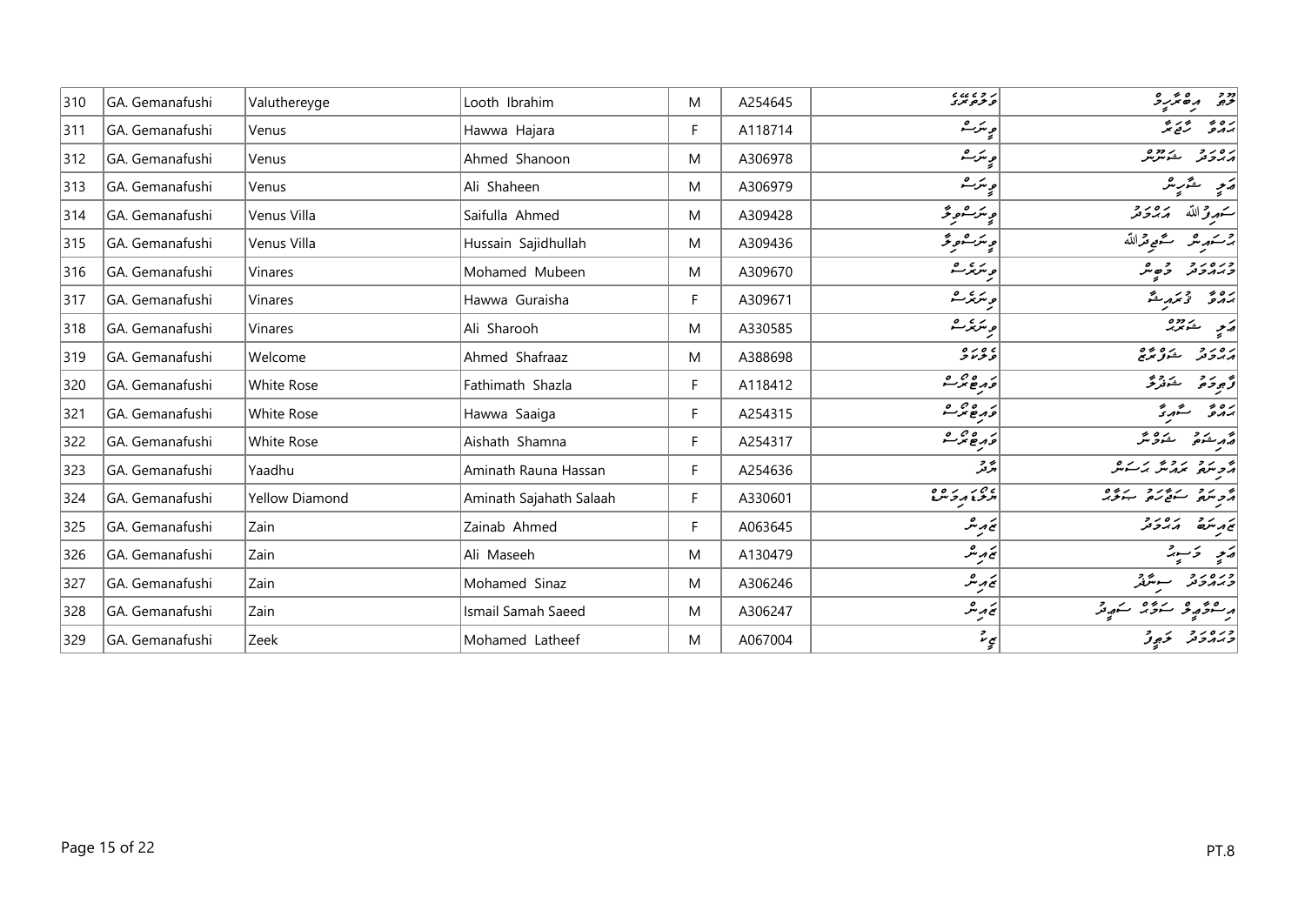| 310 | GA. Gemanafushi | Valuthereyge | Looth Ibrahim | M | A254645 | ވަލުތެރެގެ | ލޫތު އިބްރާހީމް |
|---|---|---|---|---|---|---|---|
| 311 | GA. Gemanafushi | Venus | Hawwa Hajara | F | A118714 | ވީނަސް | ހައްވާ ހާޖަރާ |
| 312 | GA. Gemanafushi | Venus | Ahmed Shanoon | M | A306978 | ވީނަސް | އަޙްމަދު ޝަނޫން |
| 313 | GA. Gemanafushi | Venus | Ali Shaheen | M | A306979 | ވީނަސް | އަލީ ޝާހީން |
| 314 | GA. Gemanafushi | Venus Villa | Saifulla Ahmed | M | A309428 | ވީނަސްވިލާ | ސައިފުﷲ އަޙްމަދު |
| 315 | GA. Gemanafushi | Venus Villa | Hussain Sajidhullah | M | A309436 | ވީނަސްވިލާ | ހުސައިން ސާޖިދުﷲ |
| 316 | GA. Gemanafushi | Vinares | Mohamed Mubeen | M | A309670 | ވިނަރެސް | މުޙައްމަދު މުބީން |
| 317 | GA. Gemanafushi | Vinares | Hawwa Guraisha | F | A309671 | ވިނަރެސް | ހައްވާ ގުރައިޝާ |
| 318 | GA. Gemanafushi | Vinares | Ali Sharooh | M | A330585 | ވިނަރެސް | އަލީ ޝަރޫހު |
| 319 | GA. Gemanafushi | Welcome | Ahmed Shafraaz | M | A388698 | ވެލްކަމް | އަޙްމަދު ޝަފްރާޒު |
| 320 | GA. Gemanafushi | White Rose | Fathimath Shazla | F | A118412 | ވައިޓްރޯސް | ފާތިމަތު ޝަޒުލާ |
| 321 | GA. Gemanafushi | White Rose | Hawwa Saaiga | F | A254315 | ވައިޓްރޯސް | ހައްވާ ސާއިގާ |
| 322 | GA. Gemanafushi | White Rose | Aishath Shamna | F | A254317 | ވައިޓްރޯސް | އާއިޝަތު ޝަމްނާ |
| 323 | GA. Gemanafushi | Yaadhu | Aminath Rauna Hassan | F | A254636 | ޔާދު | އާމިނަތު ރައުނާ ހަސަން |
| 324 | GA. Gemanafushi | Yellow Diamond | Aminath Sajahath Salaah | F | A330601 | ޔެލޯ ޑައިމަންޑް | އާމިނަތު ސަޖަހަތު ސަލާހު |
| 325 | GA. Gemanafushi | Zain | Zainab Ahmed | F | A063645 | ޒެއިން | ޒައިނަބް އަޙްމަދު |
| 326 | GA. Gemanafushi | Zain | Ali Maseeh | M | A130479 | ޒެއިން | އަލީ މަސީހު |
| 327 | GA. Gemanafushi | Zain | Mohamed Sinaz | M | A306246 | ޒެއިން | މުޙައްމަދު ސިނާޒު |
| 328 | GA. Gemanafushi | Zain | Ismail Samah Saeed | M | A306247 | ޒެއިން | އިސްމާޢީލް ސަމާހު ސައީދު |
| 329 | GA. Gemanafushi | Zeek | Mohamed Latheef | M | A067004 | ޒީކް | މުޙައްމަދު ލަޠީފު |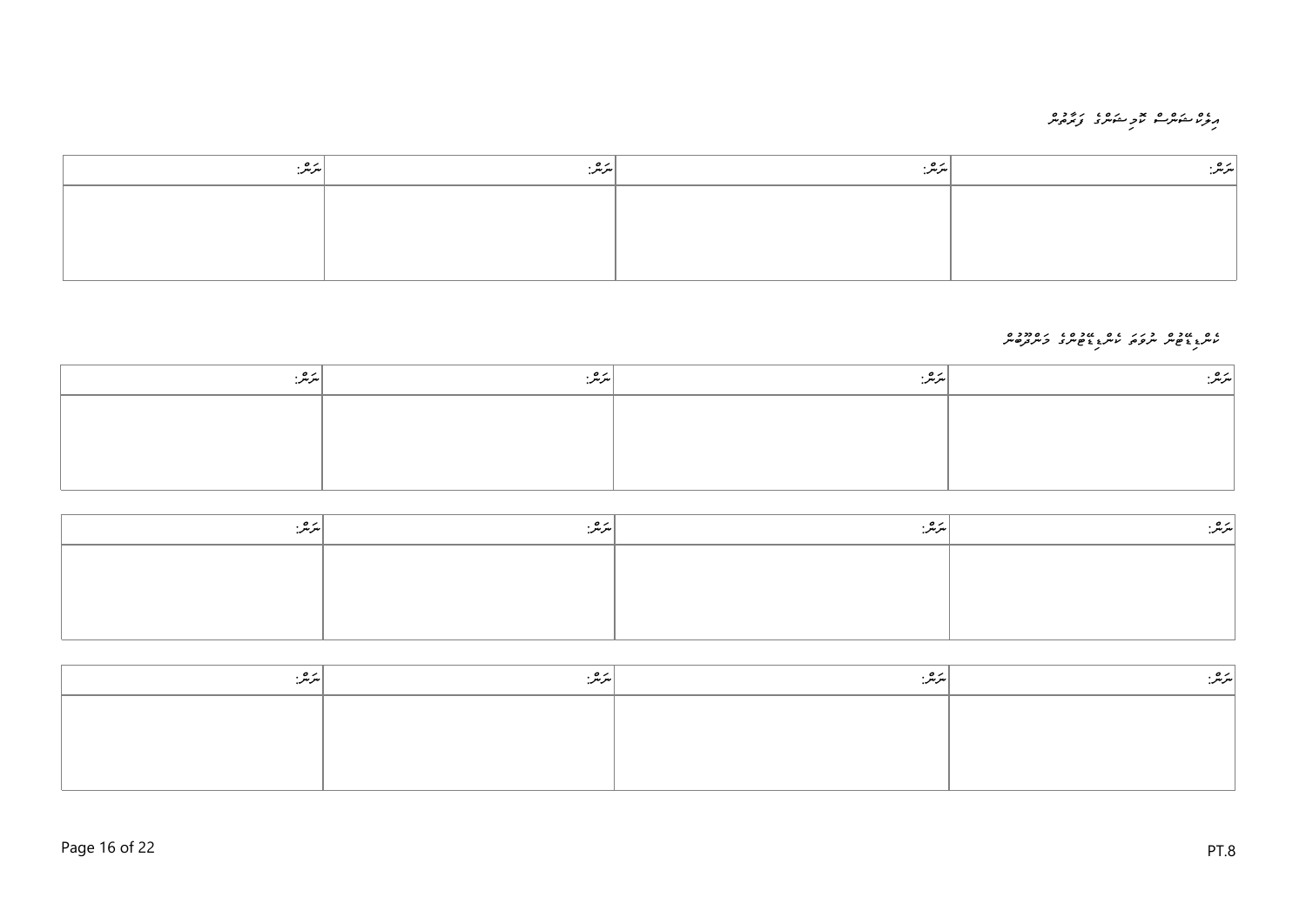# ދިވެހިބަސް ކޮމިޝަނުގެ ފޯމުތައް

| ނަންބަރު: | ނަންބަރު: | ނަންބަރު: | ނަންބަރު: |
|---|---|---|---|
| | | | |

## ކުންފުނީގެ ނަމަށް ކުންފުނީގެ މަސްދަރު

| ނަންބަރު: | ނަންބަރު: | ނަންބަރު: | ނަންބަރު: |
|---|---|---|---|
| | | | |

| ނަންބަރު: | ނަންބަރު: | ނަންބަރު: | ނަންބަރު: |
|---|---|---|---|
| | | | |

| ނަންބަރު: | ނަންބަރު: | ނަންބަރު: | ނަންބަރު: |
|---|---|---|---|
| | | | |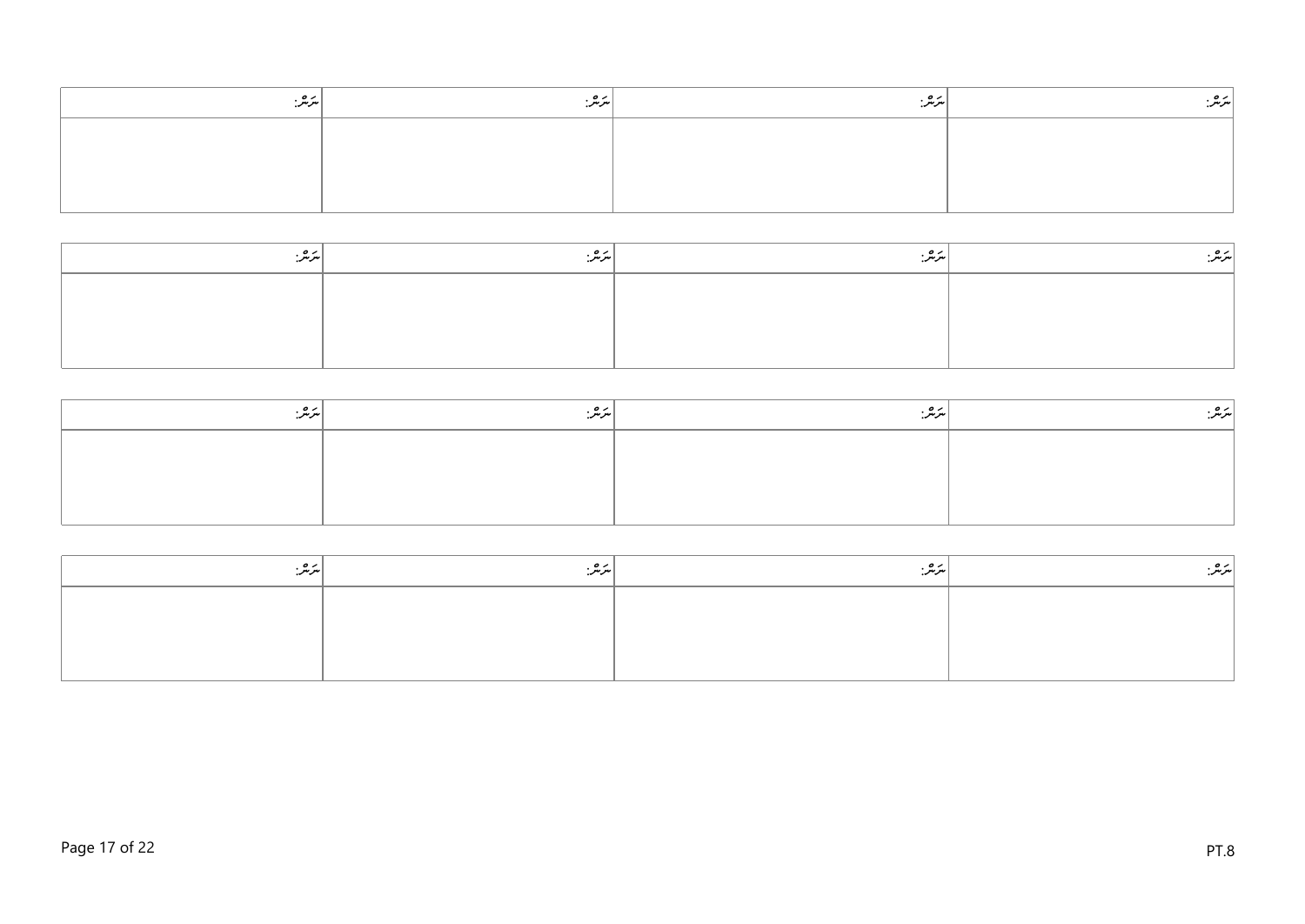| ނަރުދ: | ނަރުދ: | ނަރުދ: | ނަރުދ: |
| --- | --- | --- | --- |
| | | | |

| ނަރުދ: | ނަރުދ: | ނަރުދ: | ނަރުދ: |
| --- | --- | --- | --- |
| | | | |

| ނަރުދ: | ނަރުދ: | ނަރުދ: | ނަރުދ: |
| --- | --- | --- | --- |
| | | | |

| ނަރުދ: | ނަރުދ: | ނަރުދ: | ނަރުދ: |
| --- | --- | --- | --- |
| | | | |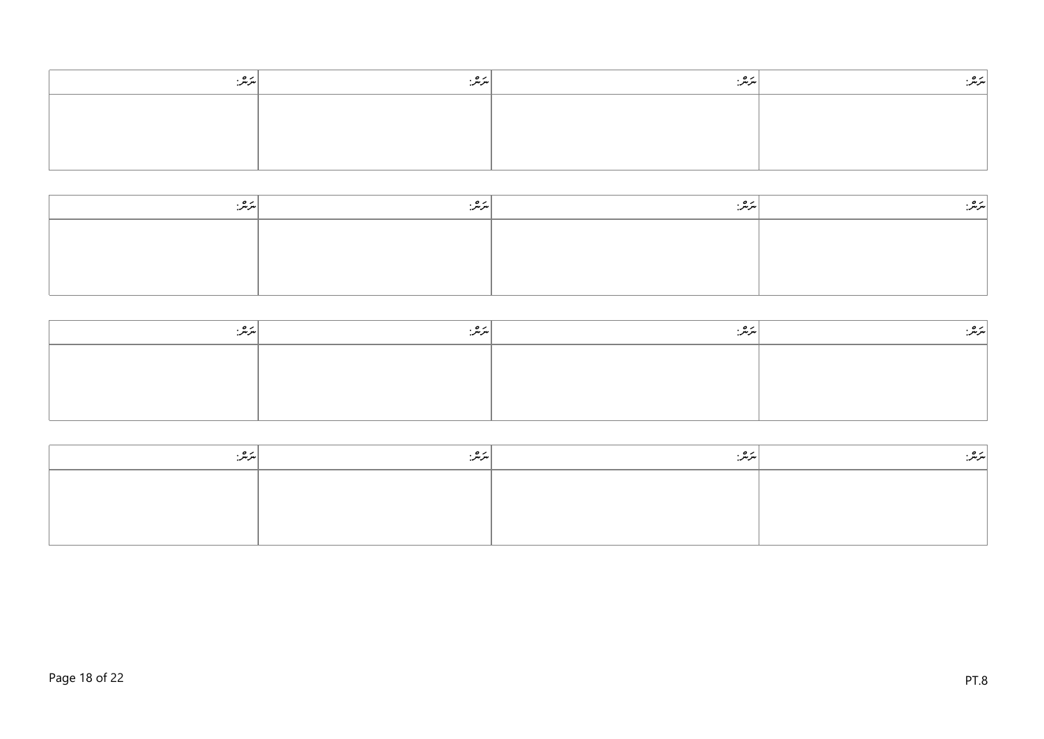| ނަރުނ: | ނަރުނ: | ނަރުނ: | ނަރުނ: |
| --- | --- | --- | --- |
| | | | |

| ނަރުނ: | ނަރުނ: | ނަރުނ: | ނަރުނ: |
| --- | --- | --- | --- |
| | | | |

| ނަރުނ: | ނަރުނ: | ނަރުނ: | ނަރުނ: |
| --- | --- | --- | --- |
| | | | |

| ނަރުނ: | ނަރުނ: | ނަރުނ: | ނަރުނ: |
| --- | --- | --- | --- |
| | | | |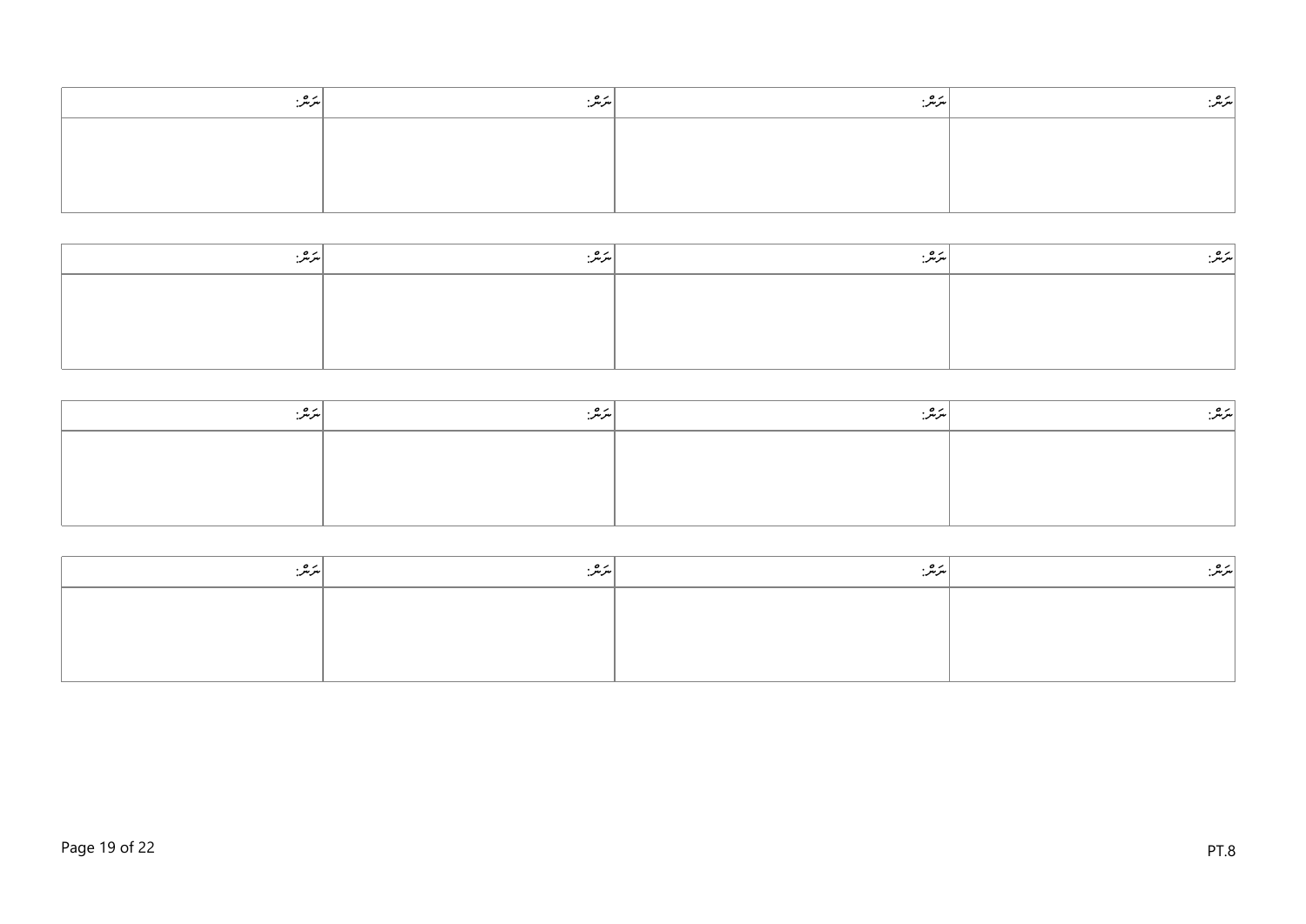| ނަރުދ: | ނަރުދ: | ނަރުދ: | ނަރުދ: |
| --- | --- | --- | --- |
| | | | |

| ނަރުދ: | ނަރުދ: | ނަރުދ: | ނަރުދ: |
| --- | --- | --- | --- |
| | | | |

| ނަރުދ: | ނަރުދ: | ނަރުދ: | ނަރުދ: |
| --- | --- | --- | --- |
| | | | |

| ނަރުދ: | ނަރުދ: | ނަރުދ: | ނަރުދ: |
| --- | --- | --- | --- |
| | | | |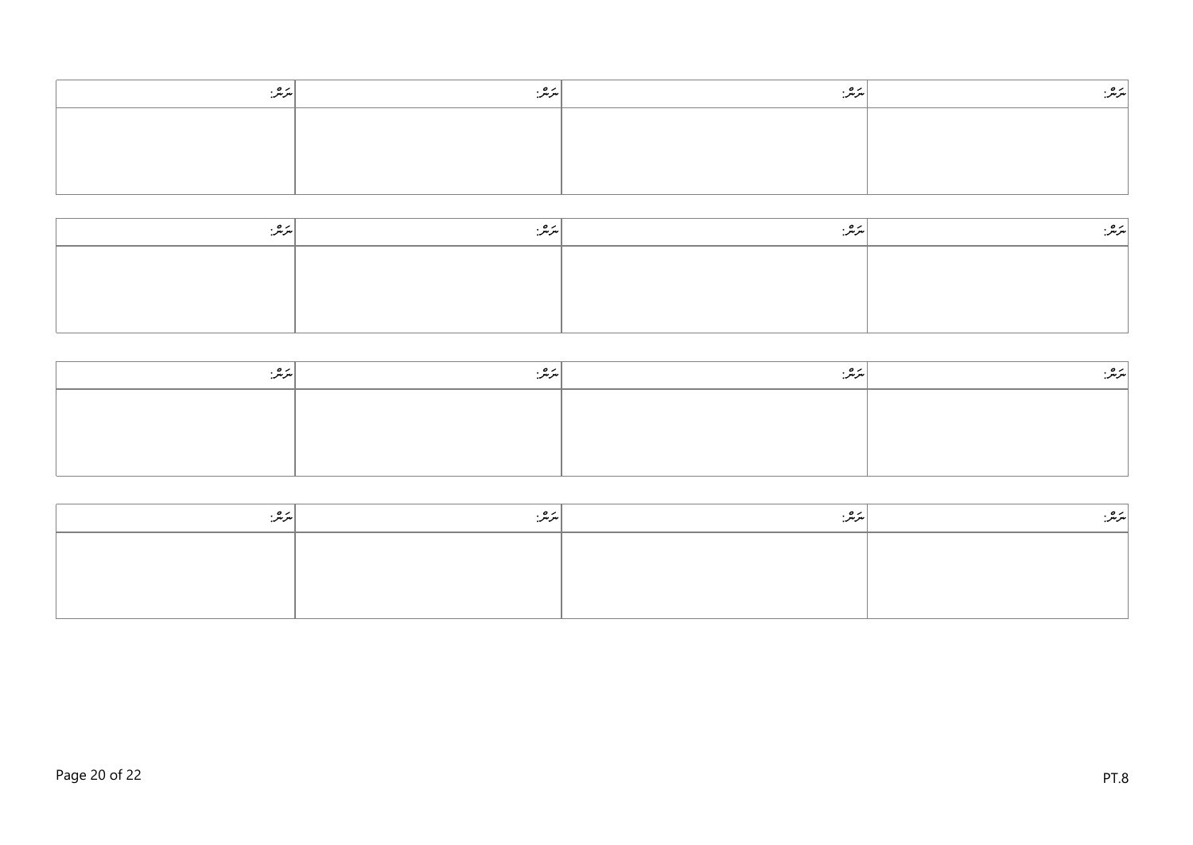| ނަރުދ: | ނަރުދ: | ނަރުދ: | ނަރުދ: |
| --- | --- | --- | --- |
| | | | |

| ނަރުދ: | ނަރުދ: | ނަރުދ: | ނަރުދ: |
| --- | --- | --- | --- |
| | | | |

| ނަރުދ: | ނަރުދ: | ނަރުދ: | ނަރުދ: |
| --- | --- | --- | --- |
| | | | |

| ނަރުދ: | ނަރުދ: | ނަރުދ: | ނަރުދ: |
| --- | --- | --- | --- |
| | | | |

PT.8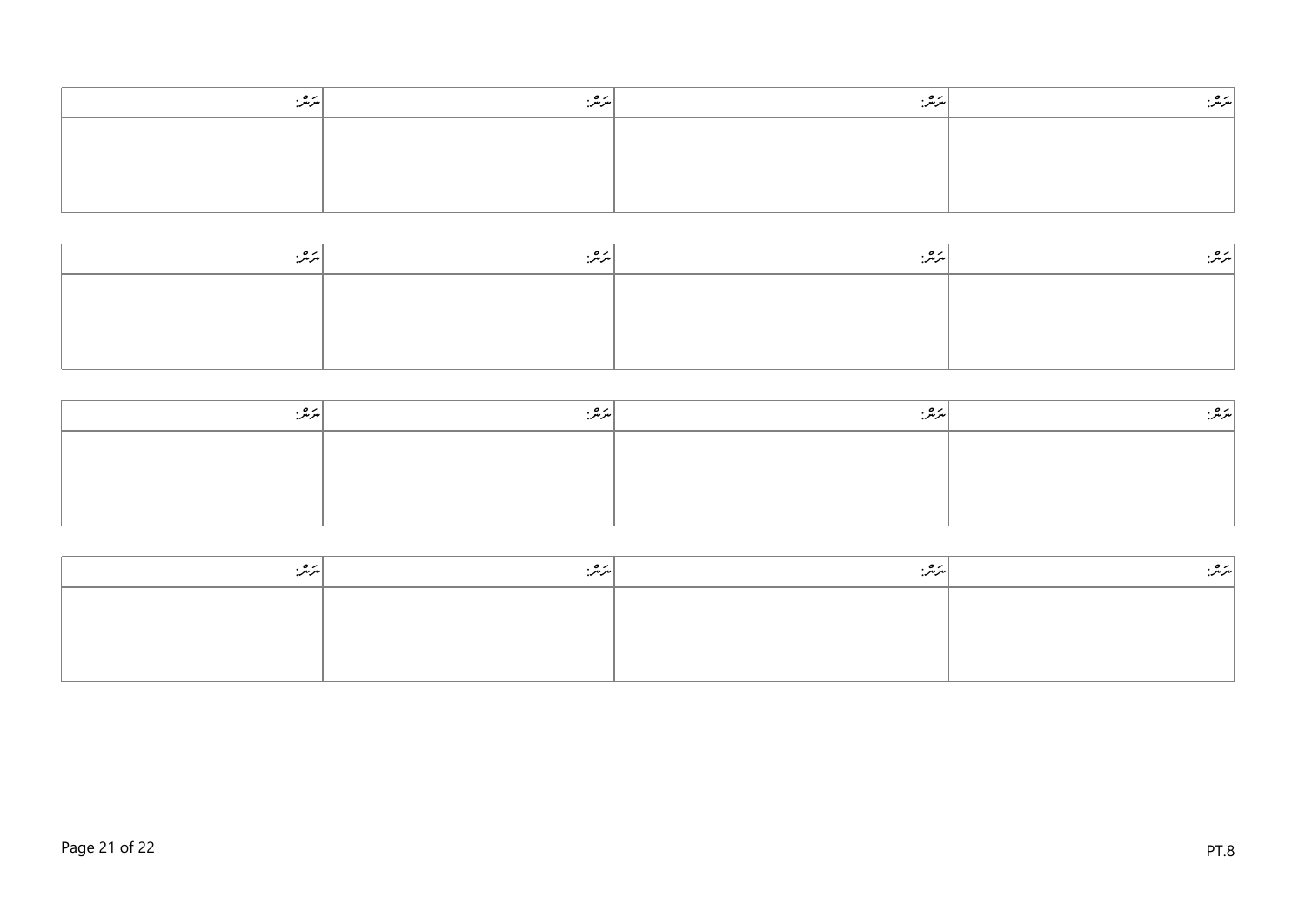| ނަރަދ: | ނަރަދ: | ނަރަދ: | ނަރަދ: |
| --- | --- | --- | --- |
| | | | |

| ނަރަދ: | ނަރަދ: | ނަރަދ: | ނަރަދ: |
| --- | --- | --- | --- |
| | | | |

| ނަރަދ: | ނަރަދ: | ނަރަދ: | ނަރަދ: |
| --- | --- | --- | --- |
| | | | |

| ނަރަދ: | ނަރަދ: | ނަރަދ: | ނަރަދ: |
| --- | --- | --- | --- |
| | | | |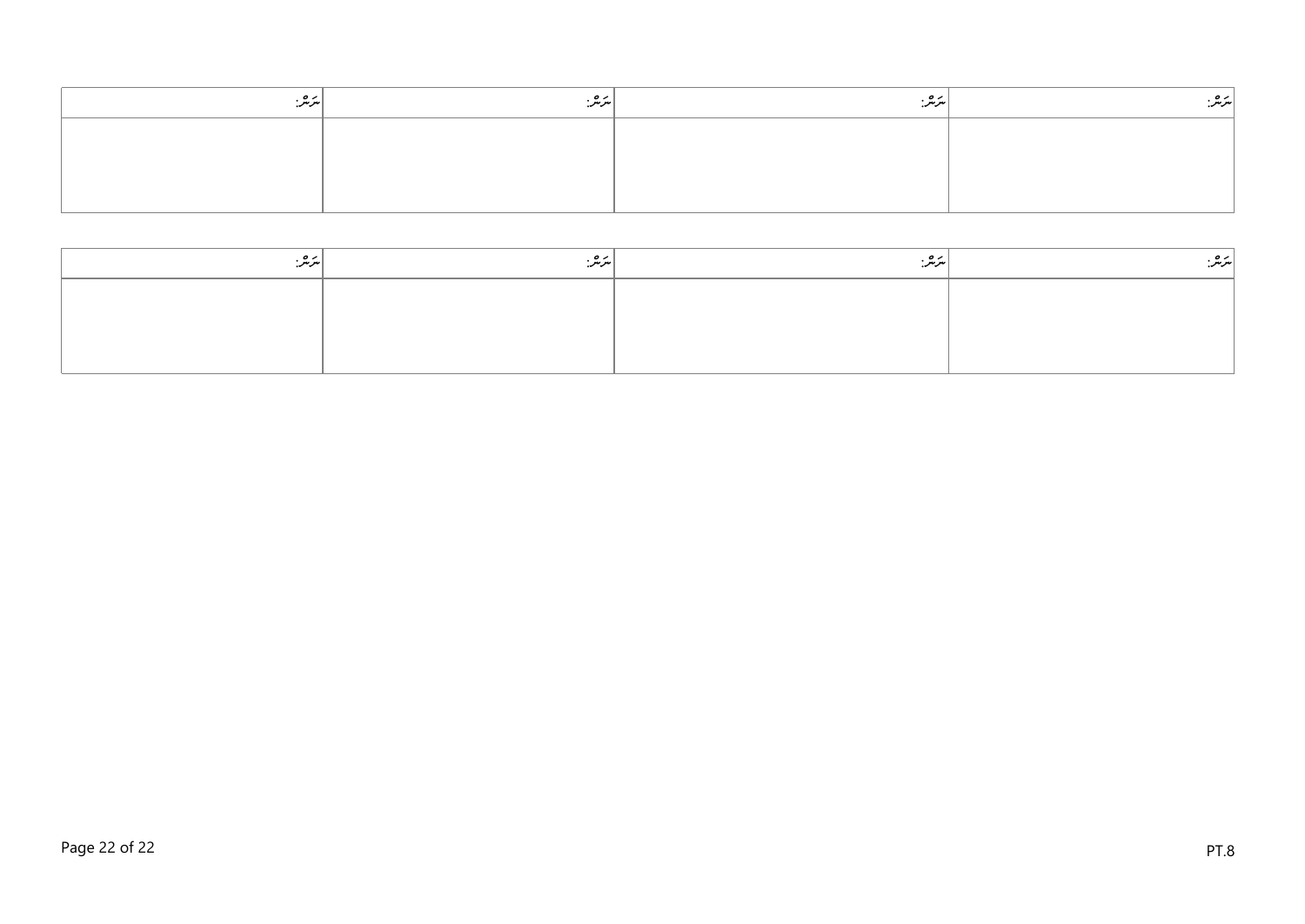| ބަރަބަރު: | ބަރަބަރު: | ބަރަބަރު: | ބަރަބަރު: |
|---|---|---|---|
| | | | |

| ބަރަބަރު: | ބަރަބަރު: | ބަރަބަރު: | ބަރަބަރު: |
|---|---|---|---|
| | | | |